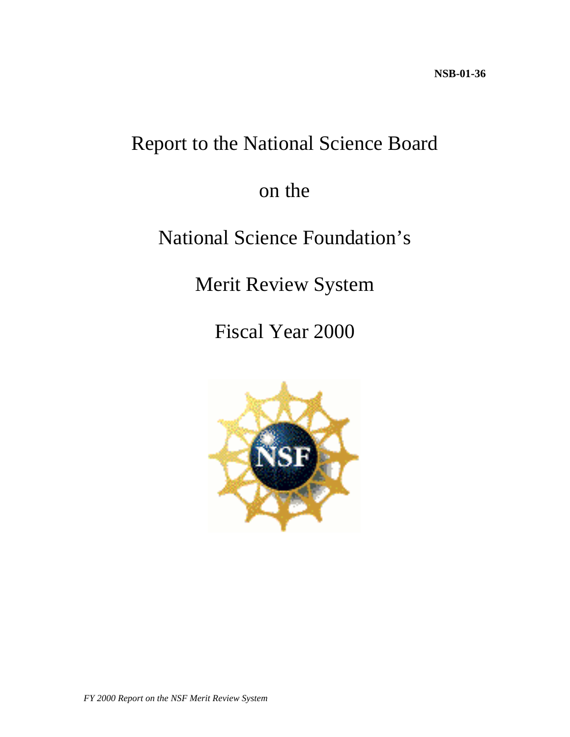**NSB-01-36**

# Report to the National Science Board

# on the

# National Science Foundation's

# Merit Review System

# Fiscal Year 2000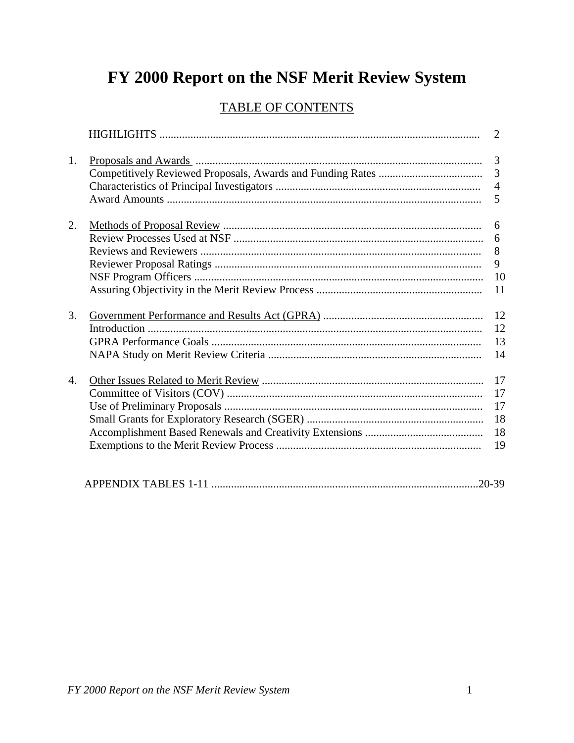# FY 2000 Report on the NSF Merit Review System

## TABLE OF CONTENTS

| | | |
|---|---|---|
| | HIGHLIGHTS | 2 |
| 1. | Proposals and Awards | 3 |
| | Competitively Reviewed Proposals, Awards and Funding Rates | 3 |
| | Characteristics of Principal Investigators | 4 |
| | Award Amounts | 5 |
| 2. | Methods of Proposal Review | 6 |
| | Review Processes Used at NSF | 6 |
| | Reviews and Reviewers | 8 |
| | Reviewer Proposal Ratings | 9 |
| | NSF Program Officers | 10 |
| | Assuring Objectivity in the Merit Review Process | 11 |
| 3. | Government Performance and Results Act (GPRA) | 12 |
| | Introduction | 12 |
| | GPRA Performance Goals | 13 |
| | NAPA Study on Merit Review Criteria | 14 |
| 4. | Other Issues Related to Merit Review | 17 |
| | Committee of Visitors (COV) | 17 |
| | Use of Preliminary Proposals | 17 |
| | Small Grants for Exploratory Research (SGER) | 18 |
| | Accomplishment Based Renewals and Creativity Extensions | 18 |
| | Exemptions to the Merit Review Process | 19 |
| | APPENDIX TABLES 1-11 | 20-39 |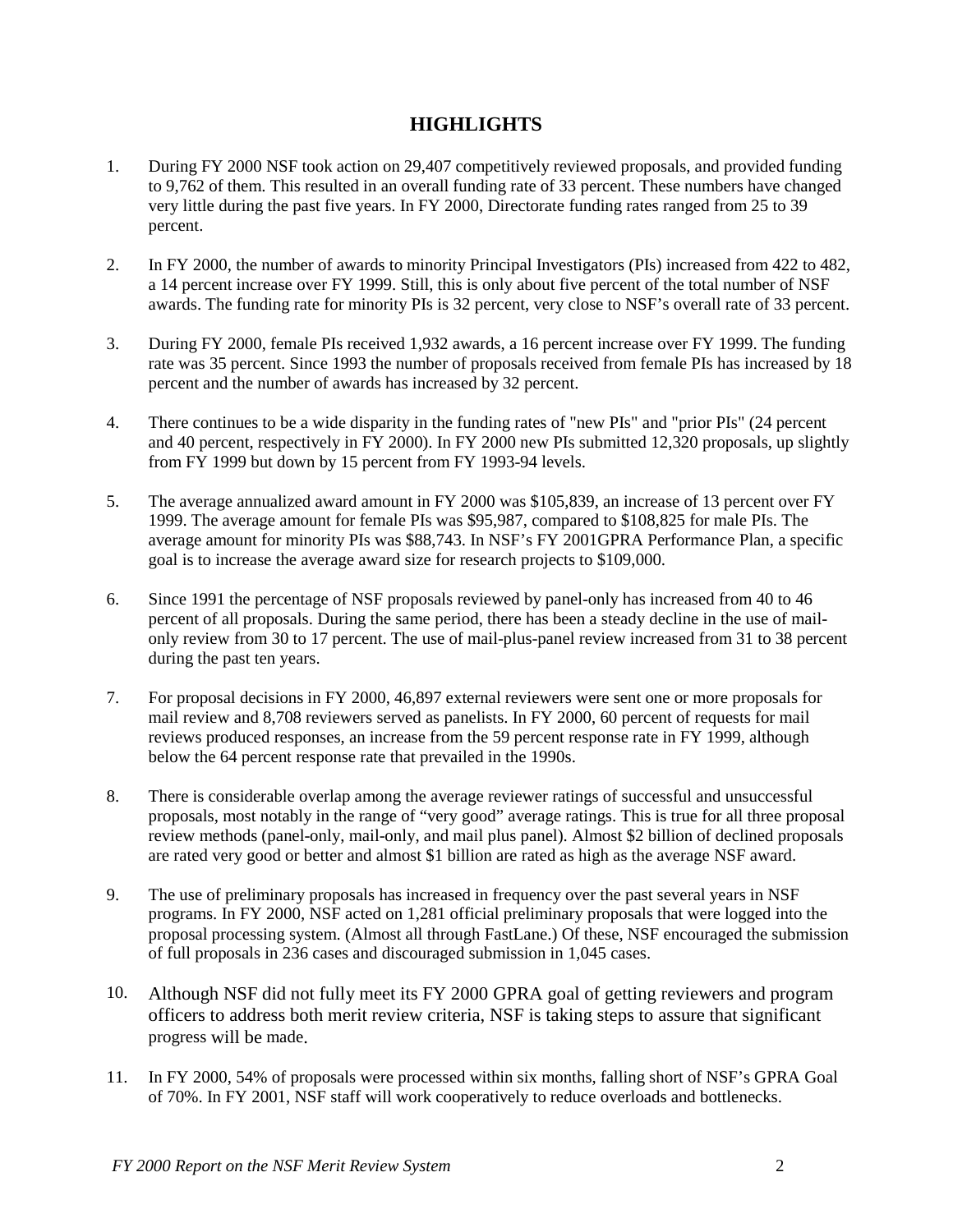## HIGHLIGHTS

1. During FY 2000 NSF took action on 29,407 competitively reviewed proposals, and provided funding to 9,762 of them. This resulted in an overall funding rate of 33 percent. These numbers have changed very little during the past five years. In FY 2000, Directorate funding rates ranged from 25 to 39 percent.

2. In FY 2000, the number of awards to minority Principal Investigators (PIs) increased from 422 to 482, a 14 percent increase over FY 1999. Still, this is only about five percent of the total number of NSF awards. The funding rate for minority PIs is 32 percent, very close to NSF's overall rate of 33 percent.

3. During FY 2000, female PIs received 1,932 awards, a 16 percent increase over FY 1999. The funding rate was 35 percent. Since 1993 the number of proposals received from female PIs has increased by 18 percent and the number of awards has increased by 32 percent.

4. There continues to be a wide disparity in the funding rates of "new PIs" and "prior PIs" (24 percent and 40 percent, respectively in FY 2000). In FY 2000 new PIs submitted 12,320 proposals, up slightly from FY 1999 but down by 15 percent from FY 1993-94 levels.

5. The average annualized award amount in FY 2000 was $105,839, an increase of 13 percent over FY 1999. The average amount for female PIs was $95,987, compared to $108,825 for male PIs. The average amount for minority PIs was $88,743. In NSF's FY 2001GPRA Performance Plan, a specific goal is to increase the average award size for research projects to $109,000.

6. Since 1991 the percentage of NSF proposals reviewed by panel-only has increased from 40 to 46 percent of all proposals. During the same period, there has been a steady decline in the use of mail-only review from 30 to 17 percent. The use of mail-plus-panel review increased from 31 to 38 percent during the past ten years.

7. For proposal decisions in FY 2000, 46,897 external reviewers were sent one or more proposals for mail review and 8,708 reviewers served as panelists. In FY 2000, 60 percent of requests for mail reviews produced responses, an increase from the 59 percent response rate in FY 1999, although below the 64 percent response rate that prevailed in the 1990s.

8. There is considerable overlap among the average reviewer ratings of successful and unsuccessful proposals, most notably in the range of "very good" average ratings. This is true for all three proposal review methods (panel-only, mail-only, and mail plus panel). Almost $2 billion of declined proposals are rated very good or better and almost $1 billion are rated as high as the average NSF award.

9. The use of preliminary proposals has increased in frequency over the past several years in NSF programs. In FY 2000, NSF acted on 1,281 official preliminary proposals that were logged into the proposal processing system. (Almost all through FastLane.) Of these, NSF encouraged the submission of full proposals in 236 cases and discouraged submission in 1,045 cases.

10. Although NSF did not fully meet its FY 2000 GPRA goal of getting reviewers and program officers to address both merit review criteria, NSF is taking steps to assure that significant progress will be made.

11. In FY 2000, 54% of proposals were processed within six months, falling short of NSF's GPRA Goal of 70%. In FY 2001, NSF staff will work cooperatively to reduce overloads and bottlenecks.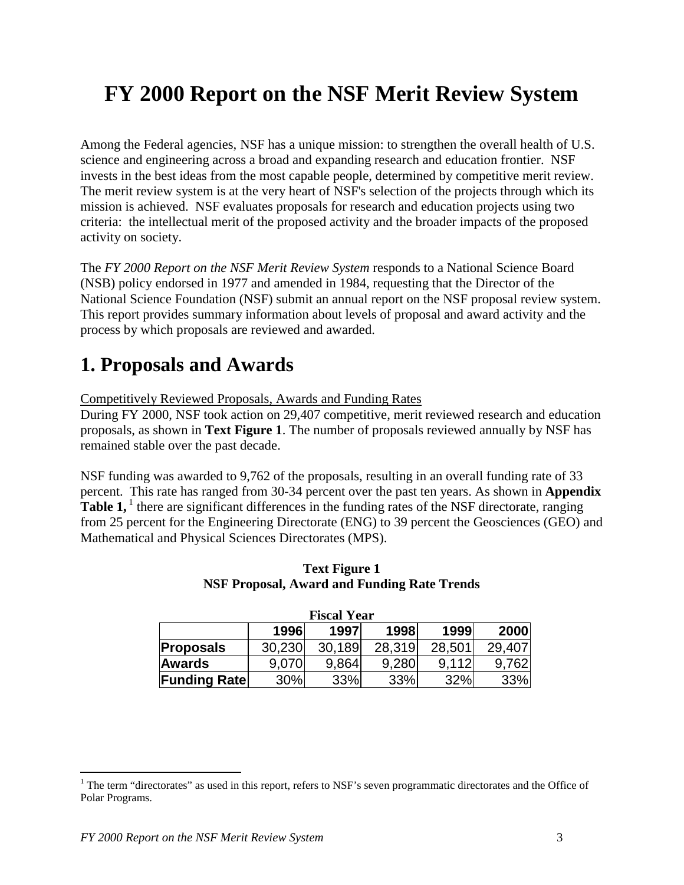# FY 2000 Report on the NSF Merit Review System

Among the Federal agencies, NSF has a unique mission: to strengthen the overall health of U.S. science and engineering across a broad and expanding research and education frontier. NSF invests in the best ideas from the most capable people, determined by competitive merit review. The merit review system is at the very heart of NSF's selection of the projects through which its mission is achieved. NSF evaluates proposals for research and education projects using two criteria: the intellectual merit of the proposed activity and the broader impacts of the proposed activity on society.

The *FY 2000 Report on the NSF Merit Review System* responds to a National Science Board (NSB) policy endorsed in 1977 and amended in 1984, requesting that the Director of the National Science Foundation (NSF) submit an annual report on the NSF proposal review system. This report provides summary information about levels of proposal and award activity and the process by which proposals are reviewed and awarded.

## 1. Proposals and Awards

Competitively Reviewed Proposals, Awards and Funding Rates

During FY 2000, NSF took action on 29,407 competitive, merit reviewed research and education proposals, as shown in **Text Figure 1**. The number of proposals reviewed annually by NSF has remained stable over the past decade.

NSF funding was awarded to 9,762 of the proposals, resulting in an overall funding rate of 33 percent. This rate has ranged from 30-34 percent over the past ten years. As shown in **Appendix Table 1,** [1] there are significant differences in the funding rates of the NSF directorate, ranging from 25 percent for the Engineering Directorate (ENG) to 39 percent the Geosciences (GEO) and Mathematical and Physical Sciences Directorates (MPS).

**Text Figure 1**
**NSF Proposal, Award and Funding Rate Trends**

**Fiscal Year**

| | 1996 | 1997 | 1998 | 1999 | 2000 |
|---|---|---|---|---|---|
| **Proposals** | 30,230 | 30,189 | 28,319 | 28,501 | 29,407 |
| **Awards** | 9,070 | 9,864 | 9,280 | 9,112 | 9,762 |
| **Funding Rate** | 30% | 33% | 33% | 32% | 33% |

[1] The term "directorates" as used in this report, refers to NSF's seven programmatic directorates and the Office of Polar Programs.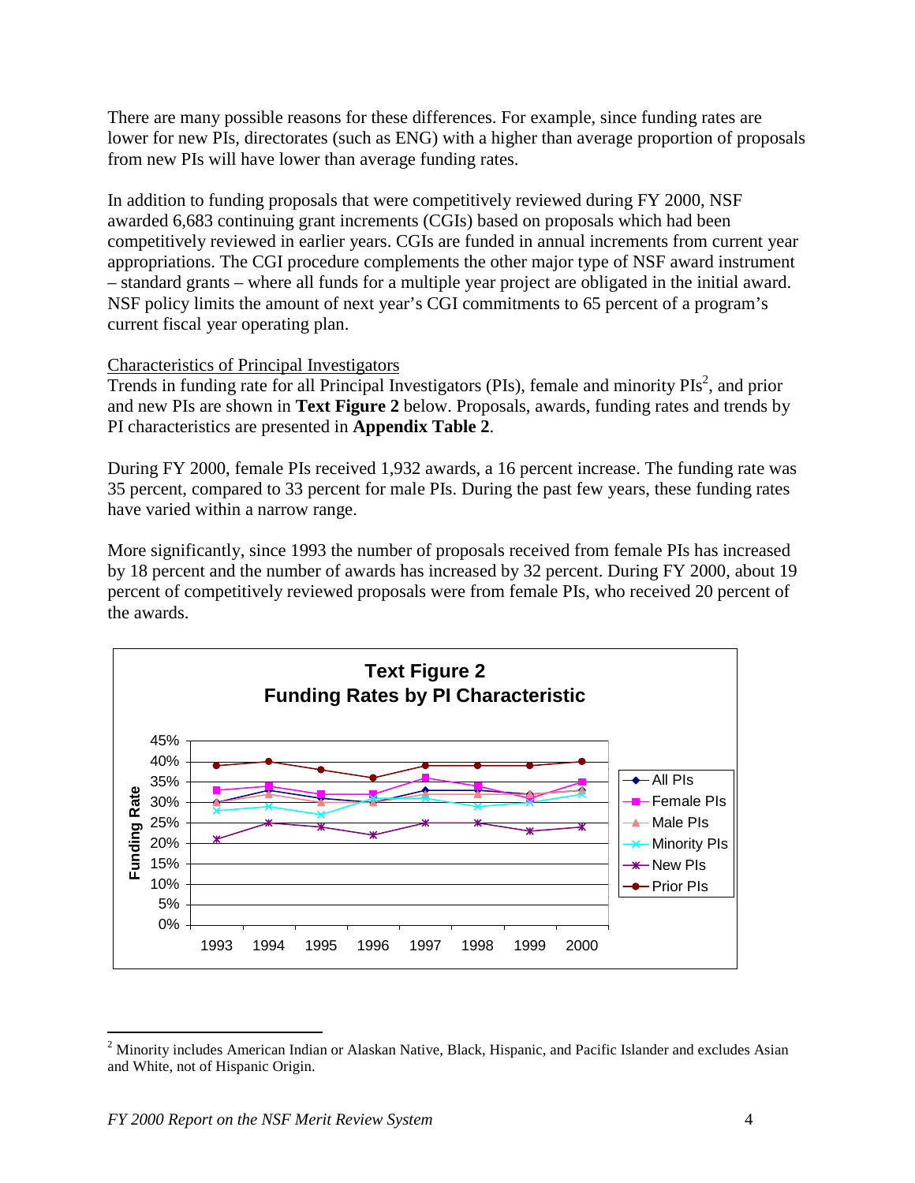There are many possible reasons for these differences. For example, since funding rates are lower for new PIs, directorates (such as ENG) with a higher than average proportion of proposals from new PIs will have lower than average funding rates.

In addition to funding proposals that were competitively reviewed during FY 2000, NSF awarded 6,683 continuing grant increments (CGIs) based on proposals which had been competitively reviewed in earlier years. CGIs are funded in annual increments from current year appropriations. The CGI procedure complements the other major type of NSF award instrument – standard grants – where all funds for a multiple year project are obligated in the initial award. NSF policy limits the amount of next year's CGI commitments to 65 percent of a program's current fiscal year operating plan.

Characteristics of Principal Investigators

Trends in funding rate for all Principal Investigators (PIs), female and minority PIs[2], and prior and new PIs are shown in **Text Figure 2** below. Proposals, awards, funding rates and trends by PI characteristics are presented in **Appendix Table 2**.

During FY 2000, female PIs received 1,932 awards, a 16 percent increase. The funding rate was 35 percent, compared to 33 percent for male PIs. During the past few years, these funding rates have varied within a narrow range.

More significantly, since 1993 the number of proposals received from female PIs has increased by 18 percent and the number of awards has increased by 32 percent. During FY 2000, about 19 percent of competitively reviewed proposals were from female PIs, who received 20 percent of the awards.

**Text Figure 2**
**Funding Rates by PI Characteristic**

| Funding Rate | 1993 | 1994 | 1995 | 1996 | 1997 | 1998 | 1999 | 2000 |
|---|---|---|---|---|---|---|---|---|
| All PIs | 30% | 33% | 31% | 30% | 33% | 33% | 32% | 33% |
| Female PIs | 33% | 34% | 32% | 32% | 36% | 34% | 31% | 35% |
| Male PIs | 30% | 32% | 30% | 30% | 32% | 32% | 32% | 33% |
| Minority PIs | 28% | 29% | 27% | 31% | 31% | 29% | 30% | 32% |
| New PIs | 21% | 25% | 24% | 22% | 25% | 25% | 23% | 24% |
| Prior PIs | 39% | 40% | 38% | 36% | 39% | 39% | 39% | 40% |

[2] Minority includes American Indian or Alaskan Native, Black, Hispanic, and Pacific Islander and excludes Asian and White, not of Hispanic Origin.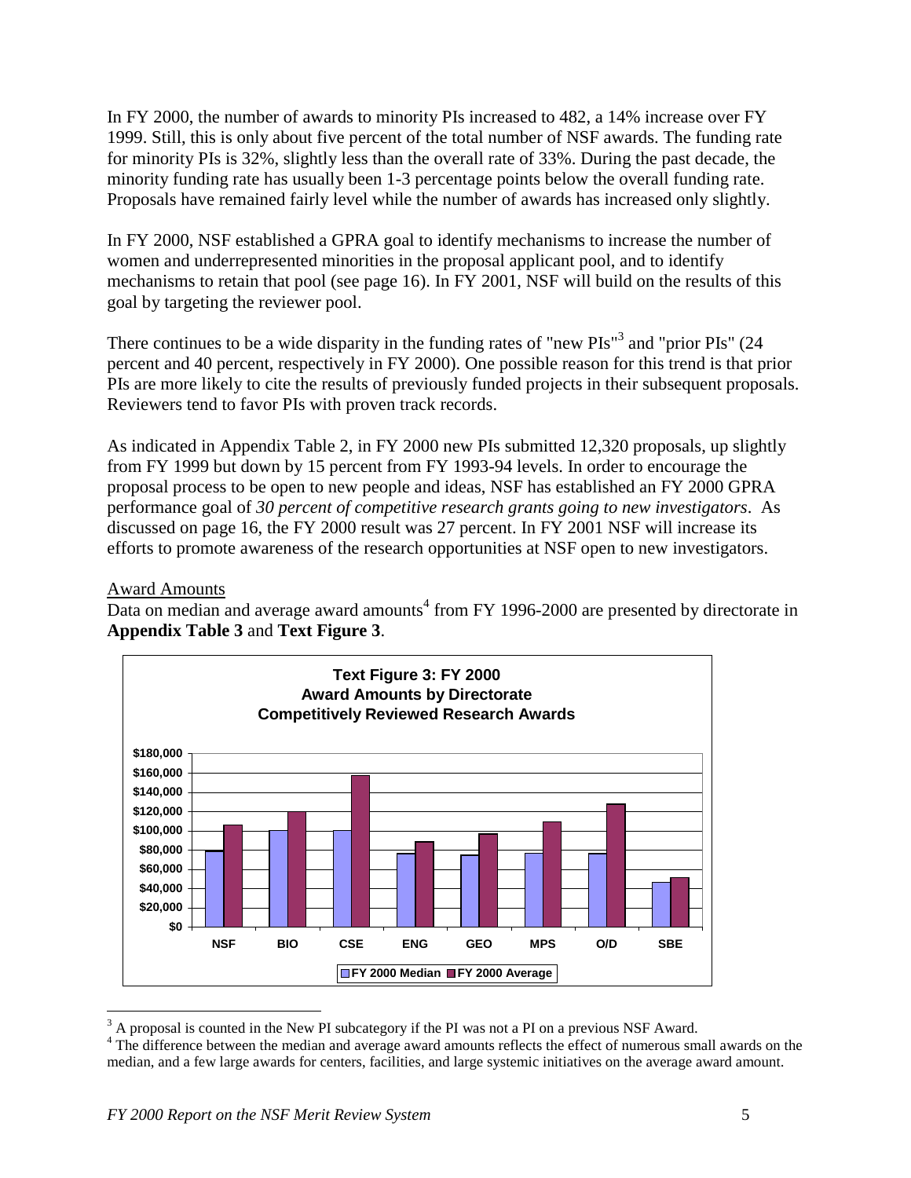In FY 2000, the number of awards to minority PIs increased to 482, a 14% increase over FY 1999. Still, this is only about five percent of the total number of NSF awards. The funding rate for minority PIs is 32%, slightly less than the overall rate of 33%. During the past decade, the minority funding rate has usually been 1-3 percentage points below the overall funding rate. Proposals have remained fairly level while the number of awards has increased only slightly.

In FY 2000, NSF established a GPRA goal to identify mechanisms to increase the number of women and underrepresented minorities in the proposal applicant pool, and to identify mechanisms to retain that pool (see page 16). In FY 2001, NSF will build on the results of this goal by targeting the reviewer pool.

There continues to be a wide disparity in the funding rates of "new PIs"[3] and "prior PIs" (24 percent and 40 percent, respectively in FY 2000). One possible reason for this trend is that prior PIs are more likely to cite the results of previously funded projects in their subsequent proposals. Reviewers tend to favor PIs with proven track records.

As indicated in Appendix Table 2, in FY 2000 new PIs submitted 12,320 proposals, up slightly from FY 1999 but down by 15 percent from FY 1993-94 levels. In order to encourage the proposal process to be open to new people and ideas, NSF has established an FY 2000 GPRA performance goal of *30 percent of competitive research grants going to new investigators*. As discussed on page 16, the FY 2000 result was 27 percent. In FY 2001 NSF will increase its efforts to promote awareness of the research opportunities at NSF open to new investigators.

Award Amounts

Data on median and average award amounts[4] from FY 1996-2000 are presented by directorate in **Appendix Table 3** and **Text Figure 3**.

**Text Figure 3: FY 2000 Award Amounts by Directorate Competitively Reviewed Research Awards**

[3] A proposal is counted in the New PI subcategory if the PI was not a PI on a previous NSF Award.

[4] The difference between the median and average award amounts reflects the effect of numerous small awards on the median, and a few large awards for centers, facilities, and large systemic initiatives on the average award amount.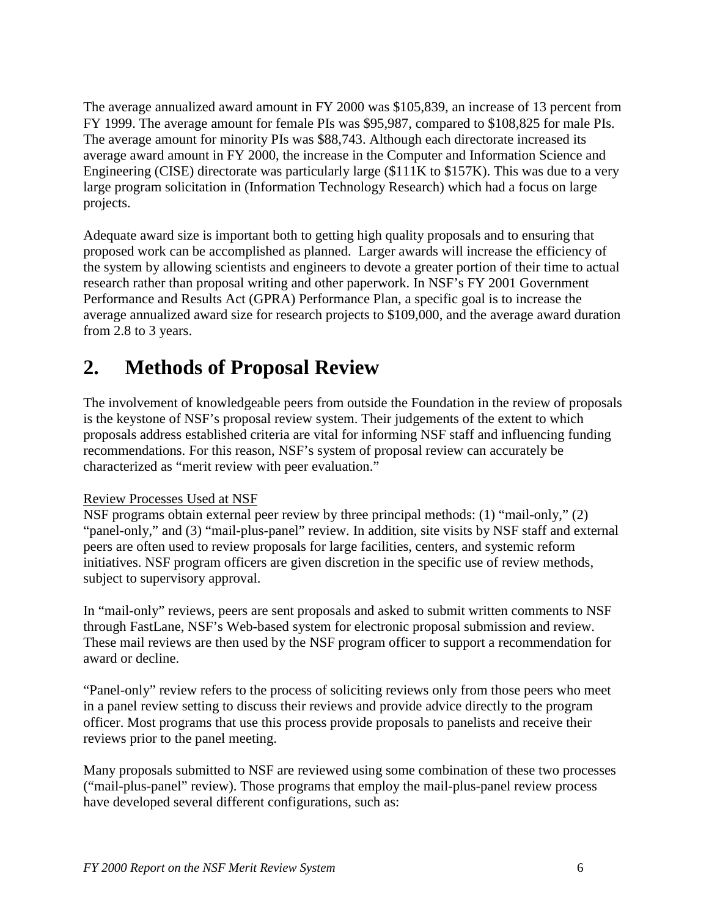The average annualized award amount in FY 2000 was $105,839, an increase of 13 percent from FY 1999. The average amount for female PIs was $95,987, compared to $108,825 for male PIs. The average amount for minority PIs was $88,743. Although each directorate increased its average award amount in FY 2000, the increase in the Computer and Information Science and Engineering (CISE) directorate was particularly large ($111K to $157K). This was due to a very large program solicitation in (Information Technology Research) which had a focus on large projects.

Adequate award size is important both to getting high quality proposals and to ensuring that proposed work can be accomplished as planned. Larger awards will increase the efficiency of the system by allowing scientists and engineers to devote a greater portion of their time to actual research rather than proposal writing and other paperwork. In NSF's FY 2001 Government Performance and Results Act (GPRA) Performance Plan, a specific goal is to increase the average annualized award size for research projects to $109,000, and the average award duration from 2.8 to 3 years.

# 2. Methods of Proposal Review

The involvement of knowledgeable peers from outside the Foundation in the review of proposals is the keystone of NSF's proposal review system. Their judgements of the extent to which proposals address established criteria are vital for informing NSF staff and influencing funding recommendations. For this reason, NSF's system of proposal review can accurately be characterized as "merit review with peer evaluation."

<u>Review Processes Used at NSF</u>

NSF programs obtain external peer review by three principal methods: (1) "mail-only," (2) "panel-only," and (3) "mail-plus-panel" review. In addition, site visits by NSF staff and external peers are often used to review proposals for large facilities, centers, and systemic reform initiatives. NSF program officers are given discretion in the specific use of review methods, subject to supervisory approval.

In "mail-only" reviews, peers are sent proposals and asked to submit written comments to NSF through FastLane, NSF's Web-based system for electronic proposal submission and review. These mail reviews are then used by the NSF program officer to support a recommendation for award or decline.

"Panel-only" review refers to the process of soliciting reviews only from those peers who meet in a panel review setting to discuss their reviews and provide advice directly to the program officer. Most programs that use this process provide proposals to panelists and receive their reviews prior to the panel meeting.

Many proposals submitted to NSF are reviewed using some combination of these two processes ("mail-plus-panel" review). Those programs that employ the mail-plus-panel review process have developed several different configurations, such as: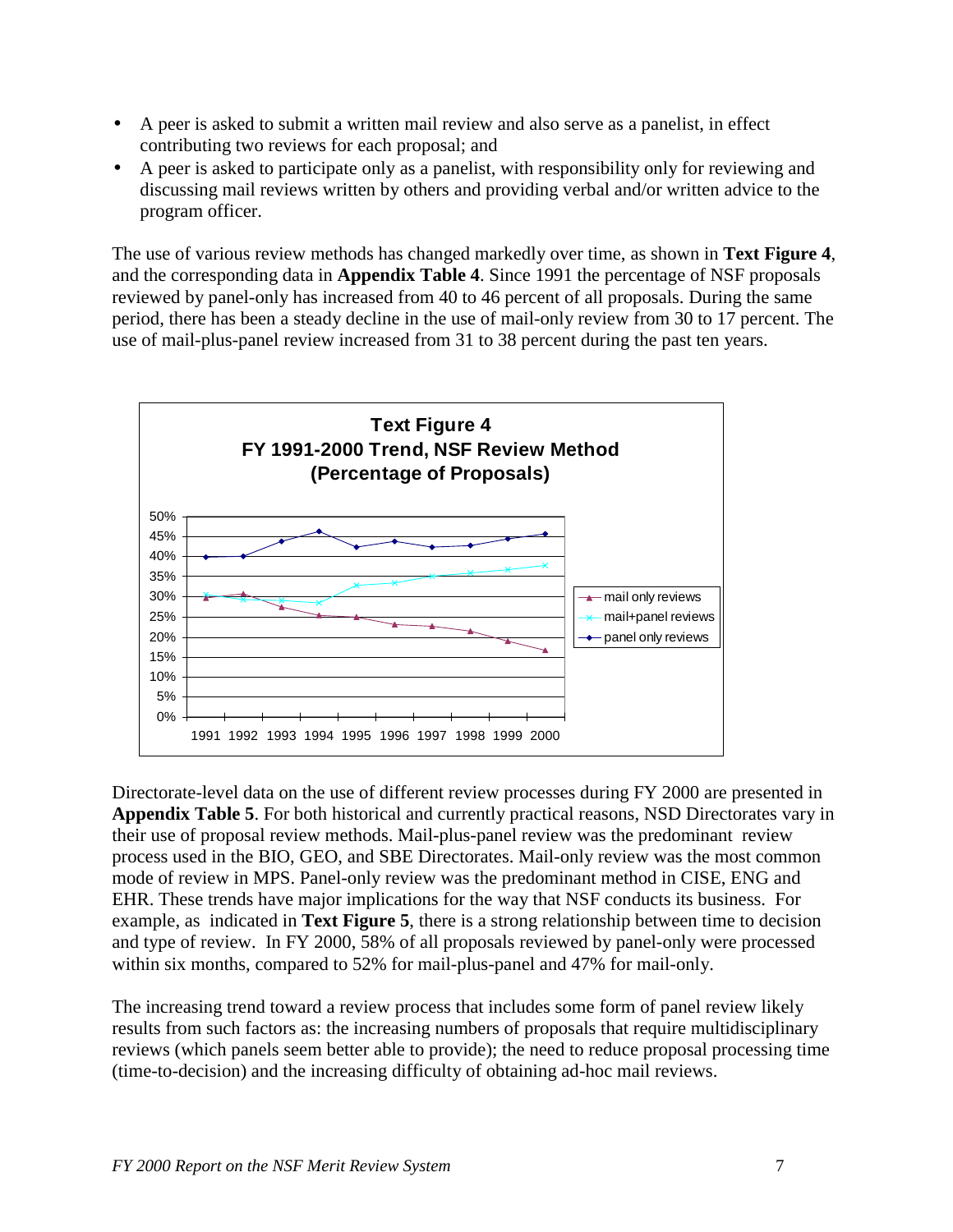- A peer is asked to submit a written mail review and also serve as a panelist, in effect contributing two reviews for each proposal; and
- A peer is asked to participate only as a panelist, with responsibility only for reviewing and discussing mail reviews written by others and providing verbal and/or written advice to the program officer.

The use of various review methods has changed markedly over time, as shown in **Text Figure 4**, and the corresponding data in **Appendix Table 4**. Since 1991 the percentage of NSF proposals reviewed by panel-only has increased from 40 to 46 percent of all proposals. During the same period, there has been a steady decline in the use of mail-only review from 30 to 17 percent. The use of mail-plus-panel review increased from 31 to 38 percent during the past ten years.

**Text Figure 4**
**FY 1991-2000 Trend, NSF Review Method**
**(Percentage of Proposals)**

Directorate-level data on the use of different review processes during FY 2000 are presented in **Appendix Table 5**. For both historical and currently practical reasons, NSD Directorates vary in their use of proposal review methods. Mail-plus-panel review was the predominant review process used in the BIO, GEO, and SBE Directorates. Mail-only review was the most common mode of review in MPS. Panel-only review was the predominant method in CISE, ENG and EHR. These trends have major implications for the way that NSF conducts its business. For example, as indicated in **Text Figure 5**, there is a strong relationship between time to decision and type of review. In FY 2000, 58% of all proposals reviewed by panel-only were processed within six months, compared to 52% for mail-plus-panel and 47% for mail-only.

The increasing trend toward a review process that includes some form of panel review likely results from such factors as: the increasing numbers of proposals that require multidisciplinary reviews (which panels seem better able to provide); the need to reduce proposal processing time (time-to-decision) and the increasing difficulty of obtaining ad-hoc mail reviews.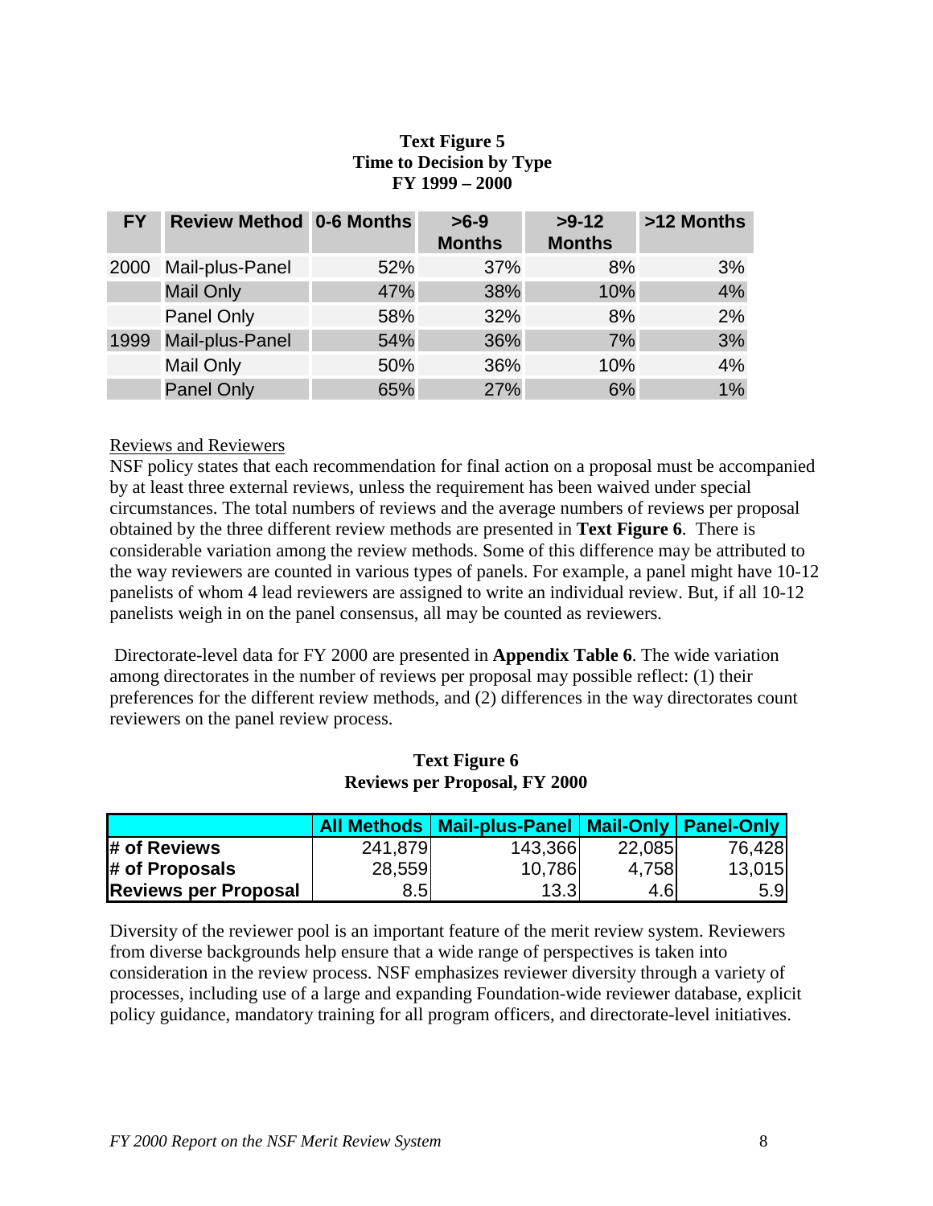**Text Figure 5**
**Time to Decision by Type**
**FY 1999 – 2000**

| FY | Review Method | 0-6 Months | >6-9 Months | >9-12 Months | >12 Months |
|---|---|---|---|---|---|
| 2000 | Mail-plus-Panel | 52% | 37% | 8% | 3% |
| | Mail Only | 47% | 38% | 10% | 4% |
| | Panel Only | 58% | 32% | 8% | 2% |
| 1999 | Mail-plus-Panel | 54% | 36% | 7% | 3% |
| | Mail Only | 50% | 36% | 10% | 4% |
| | Panel Only | 65% | 27% | 6% | 1% |

Reviews and Reviewers

NSF policy states that each recommendation for final action on a proposal must be accompanied by at least three external reviews, unless the requirement has been waived under special circumstances. The total numbers of reviews and the average numbers of reviews per proposal obtained by the three different review methods are presented in **Text Figure 6**. There is considerable variation among the review methods. Some of this difference may be attributed to the way reviewers are counted in various types of panels. For example, a panel might have 10-12 panelists of whom 4 lead reviewers are assigned to write an individual review. But, if all 10-12 panelists weigh in on the panel consensus, all may be counted as reviewers.

Directorate-level data for FY 2000 are presented in **Appendix Table 6**. The wide variation among directorates in the number of reviews per proposal may possible reflect: (1) their preferences for the different review methods, and (2) differences in the way directorates count reviewers on the panel review process.

**Text Figure 6**
**Reviews per Proposal, FY 2000**

| | All Methods | Mail-plus-Panel | Mail-Only | Panel-Only |
|---|---|---|---|---|
| **# of Reviews** | 241,879 | 143,366 | 22,085 | 76,428 |
| **# of Proposals** | 28,559 | 10,786 | 4,758 | 13,015 |
| **Reviews per Proposal** | 8.5 | 13.3 | 4.6 | 5.9 |

Diversity of the reviewer pool is an important feature of the merit review system. Reviewers from diverse backgrounds help ensure that a wide range of perspectives is taken into consideration in the review process. NSF emphasizes reviewer diversity through a variety of processes, including use of a large and expanding Foundation-wide reviewer database, explicit policy guidance, mandatory training for all program officers, and directorate-level initiatives.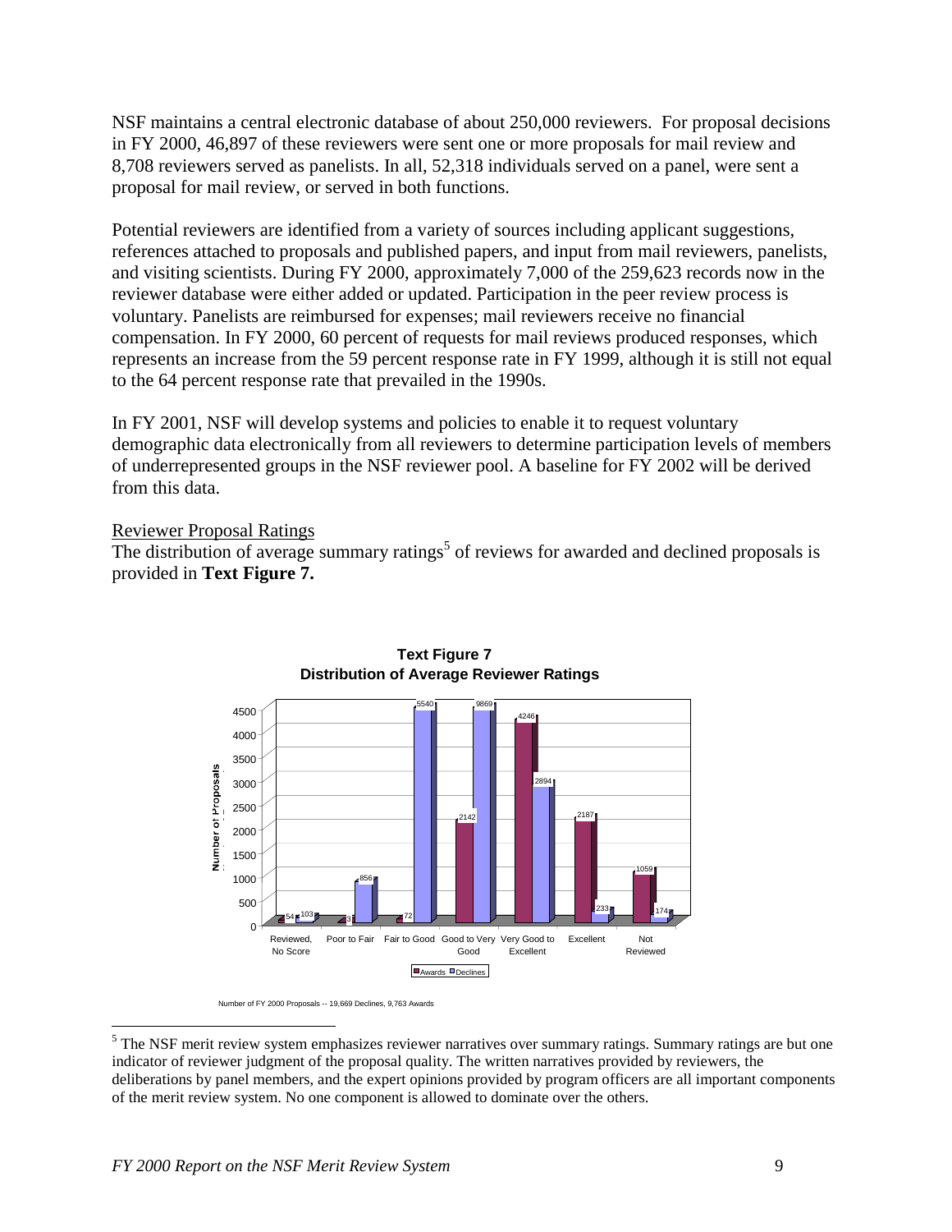NSF maintains a central electronic database of about 250,000 reviewers. For proposal decisions in FY 2000, 46,897 of these reviewers were sent one or more proposals for mail review and 8,708 reviewers served as panelists. In all, 52,318 individuals served on a panel, were sent a proposal for mail review, or served in both functions.

Potential reviewers are identified from a variety of sources including applicant suggestions, references attached to proposals and published papers, and input from mail reviewers, panelists, and visiting scientists. During FY 2000, approximately 7,000 of the 259,623 records now in the reviewer database were either added or updated. Participation in the peer review process is voluntary. Panelists are reimbursed for expenses; mail reviewers receive no financial compensation. In FY 2000, 60 percent of requests for mail reviews produced responses, which represents an increase from the 59 percent response rate in FY 1999, although it is still not equal to the 64 percent response rate that prevailed in the 1990s.

In FY 2001, NSF will develop systems and policies to enable it to request voluntary demographic data electronically from all reviewers to determine participation levels of members of underrepresented groups in the NSF reviewer pool. A baseline for FY 2002 will be derived from this data.

Reviewer Proposal Ratings

The distribution of average summary ratings[5] of reviews for awarded and declined proposals is provided in **Text Figure 7.**

**Text Figure 7**
**Distribution of Average Reviewer Ratings**

| Rating | Awards | Declines |
|---|---|---|
| Reviewed, No Score | 54 | 103 |
| Poor to Fair | 3 | 856 |
| Fair to Good | 72 | 5540 |
| Good to Very Good | 2142 | 9869 |
| Very Good to Excellent | 4246 | 2894 |
| Excellent | 2187 | 233 |
| Not Reviewed | 1059 | 174 |

Number of FY 2000 Proposals -- 19,669 Declines, 9,763 Awards

[5] The NSF merit review system emphasizes reviewer narratives over summary ratings. Summary ratings are but one indicator of reviewer judgment of the proposal quality. The written narratives provided by reviewers, the deliberations by panel members, and the expert opinions provided by program officers are all important components of the merit review system. No one component is allowed to dominate over the others.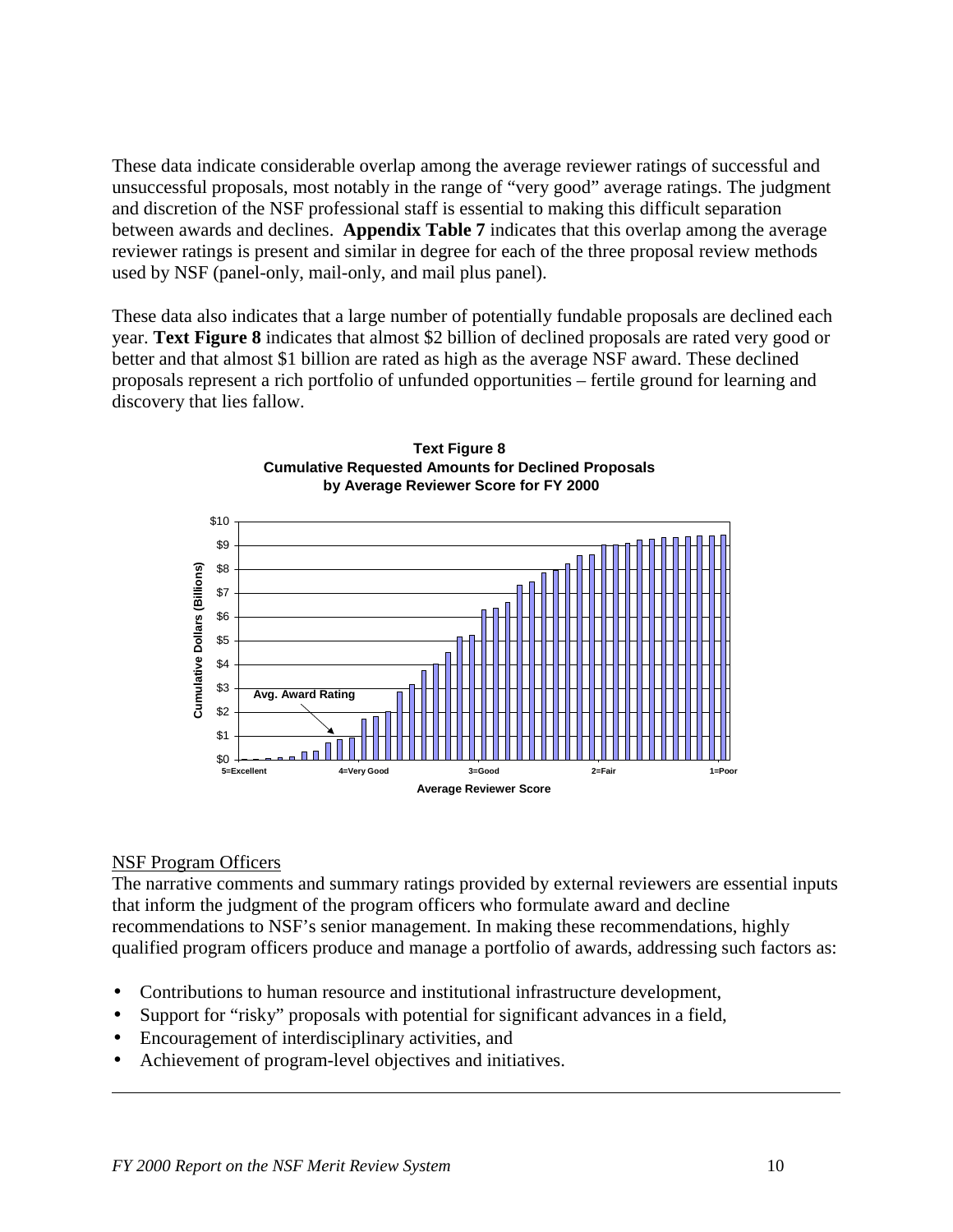These data indicate considerable overlap among the average reviewer ratings of successful and unsuccessful proposals, most notably in the range of "very good" average ratings. The judgment and discretion of the NSF professional staff is essential to making this difficult separation between awards and declines. **Appendix Table 7** indicates that this overlap among the average reviewer ratings is present and similar in degree for each of the three proposal review methods used by NSF (panel-only, mail-only, and mail plus panel).

These data also indicates that a large number of potentially fundable proposals are declined each year. **Text Figure 8** indicates that almost $2 billion of declined proposals are rated very good or better and that almost $1 billion are rated as high as the average NSF award. These declined proposals represent a rich portfolio of unfunded opportunities – fertile ground for learning and discovery that lies fallow.

**Text Figure 8**
**Cumulative Requested Amounts for Declined Proposals by Average Reviewer Score for FY 2000**

Cumulative Dollars (Billions): $0, $1, $2, $3, $4, $5, $6, $7, $8, $9, $10

Average Reviewer Score: 5=Excellent, 4=Very Good, 3=Good, 2=Fair, 1=Poor

Avg. Award Rating

## NSF Program Officers

The narrative comments and summary ratings provided by external reviewers are essential inputs that inform the judgment of the program officers who formulate award and decline recommendations to NSF's senior management. In making these recommendations, highly qualified program officers produce and manage a portfolio of awards, addressing such factors as:

- Contributions to human resource and institutional infrastructure development,
- Support for "risky" proposals with potential for significant advances in a field,
- Encouragement of interdisciplinary activities, and
- Achievement of program-level objectives and initiatives.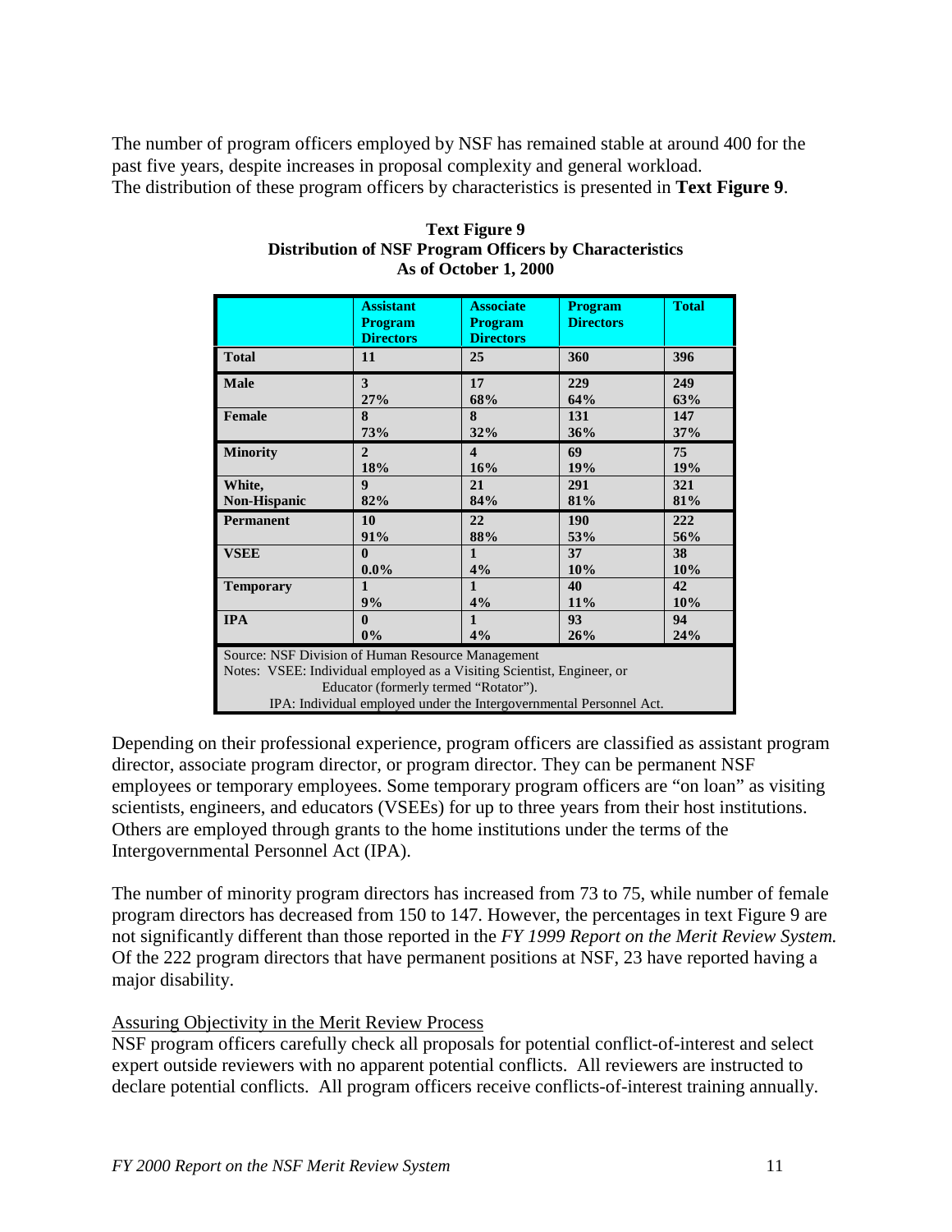The number of program officers employed by NSF has remained stable at around 400 for the past five years, despite increases in proposal complexity and general workload. The distribution of these program officers by characteristics is presented in **Text Figure 9**.

**Text Figure 9**
**Distribution of NSF Program Officers by Characteristics**
**As of October 1, 2000**

| | Assistant Program Directors | Associate Program Directors | Program Directors | Total |
|---|---|---|---|---|
| **Total** | 11 | 25 | 360 | 396 |
| **Male** | 3<br>27% | 17<br>68% | 229<br>64% | 249<br>63% |
| **Female** | 8<br>73% | 8<br>32% | 131<br>36% | 147<br>37% |
| **Minority** | 2<br>18% | 4<br>16% | 69<br>19% | 75<br>19% |
| **White, Non-Hispanic** | 9<br>82% | 21<br>84% | 291<br>81% | 321<br>81% |
| **Permanent** | 10<br>91% | 22<br>88% | 190<br>53% | 222<br>56% |
| **VSEE** | 0<br>0.0% | 1<br>4% | 37<br>10% | 38<br>10% |
| **Temporary** | 1<br>9% | 1<br>4% | 40<br>11% | 42<br>10% |
| **IPA** | 0<br>0% | 1<br>4% | 93<br>26% | 94<br>24% |

Source: NSF Division of Human Resource Management
Notes: VSEE: Individual employed as a Visiting Scientist, Engineer, or Educator (formerly termed "Rotator").
IPA: Individual employed under the Intergovernmental Personnel Act.

Depending on their professional experience, program officers are classified as assistant program director, associate program director, or program director. They can be permanent NSF employees or temporary employees. Some temporary program officers are "on loan" as visiting scientists, engineers, and educators (VSEEs) for up to three years from their host institutions. Others are employed through grants to the home institutions under the terms of the Intergovernmental Personnel Act (IPA).

The number of minority program directors has increased from 73 to 75, while number of female program directors has decreased from 150 to 147. However, the percentages in text Figure 9 are not significantly different than those reported in the *FY 1999 Report on the Merit Review System.* Of the 222 program directors that have permanent positions at NSF, 23 have reported having a major disability.

Assuring Objectivity in the Merit Review Process

NSF program officers carefully check all proposals for potential conflict-of-interest and select expert outside reviewers with no apparent potential conflicts. All reviewers are instructed to declare potential conflicts. All program officers receive conflicts-of-interest training annually.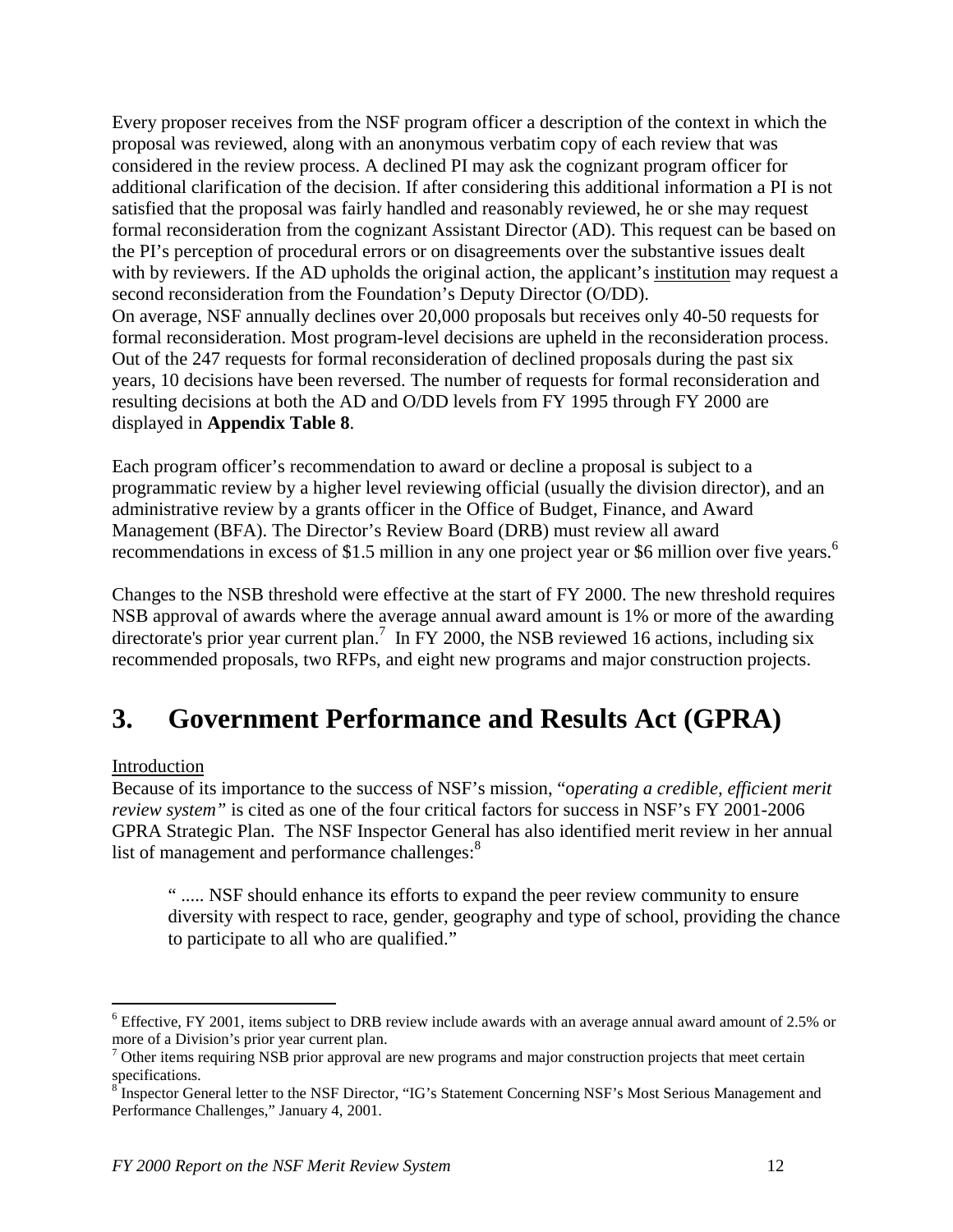Every proposer receives from the NSF program officer a description of the context in which the proposal was reviewed, along with an anonymous verbatim copy of each review that was considered in the review process. A declined PI may ask the cognizant program officer for additional clarification of the decision. If after considering this additional information a PI is not satisfied that the proposal was fairly handled and reasonably reviewed, he or she may request formal reconsideration from the cognizant Assistant Director (AD). This request can be based on the PI's perception of procedural errors or on disagreements over the substantive issues dealt with by reviewers. If the AD upholds the original action, the applicant's institution may request a second reconsideration from the Foundation's Deputy Director (O/DD).
On average, NSF annually declines over 20,000 proposals but receives only 40-50 requests for formal reconsideration. Most program-level decisions are upheld in the reconsideration process. Out of the 247 requests for formal reconsideration of declined proposals during the past six years, 10 decisions have been reversed. The number of requests for formal reconsideration and resulting decisions at both the AD and O/DD levels from FY 1995 through FY 2000 are displayed in **Appendix Table 8**.

Each program officer's recommendation to award or decline a proposal is subject to a programmatic review by a higher level reviewing official (usually the division director), and an administrative review by a grants officer in the Office of Budget, Finance, and Award Management (BFA). The Director's Review Board (DRB) must review all award recommendations in excess of $1.5 million in any one project year or $6 million over five years.[6]

Changes to the NSB threshold were effective at the start of FY 2000. The new threshold requires NSB approval of awards where the average annual award amount is 1% or more of the awarding directorate's prior year current plan.[7] In FY 2000, the NSB reviewed 16 actions, including six recommended proposals, two RFPs, and eight new programs and major construction projects.

# 3. Government Performance and Results Act (GPRA)

Introduction

Because of its importance to the success of NSF's mission, "*operating a credible, efficient merit review system*" is cited as one of the four critical factors for success in NSF's FY 2001-2006 GPRA Strategic Plan. The NSF Inspector General has also identified merit review in her annual list of management and performance challenges:[8]

> " ..... NSF should enhance its efforts to expand the peer review community to ensure diversity with respect to race, gender, geography and type of school, providing the chance to participate to all who are qualified."

---

[6] Effective, FY 2001, items subject to DRB review include awards with an average annual award amount of 2.5% or more of a Division's prior year current plan.

[7] Other items requiring NSB prior approval are new programs and major construction projects that meet certain specifications.

[8] Inspector General letter to the NSF Director, "IG's Statement Concerning NSF's Most Serious Management and Performance Challenges," January 4, 2001.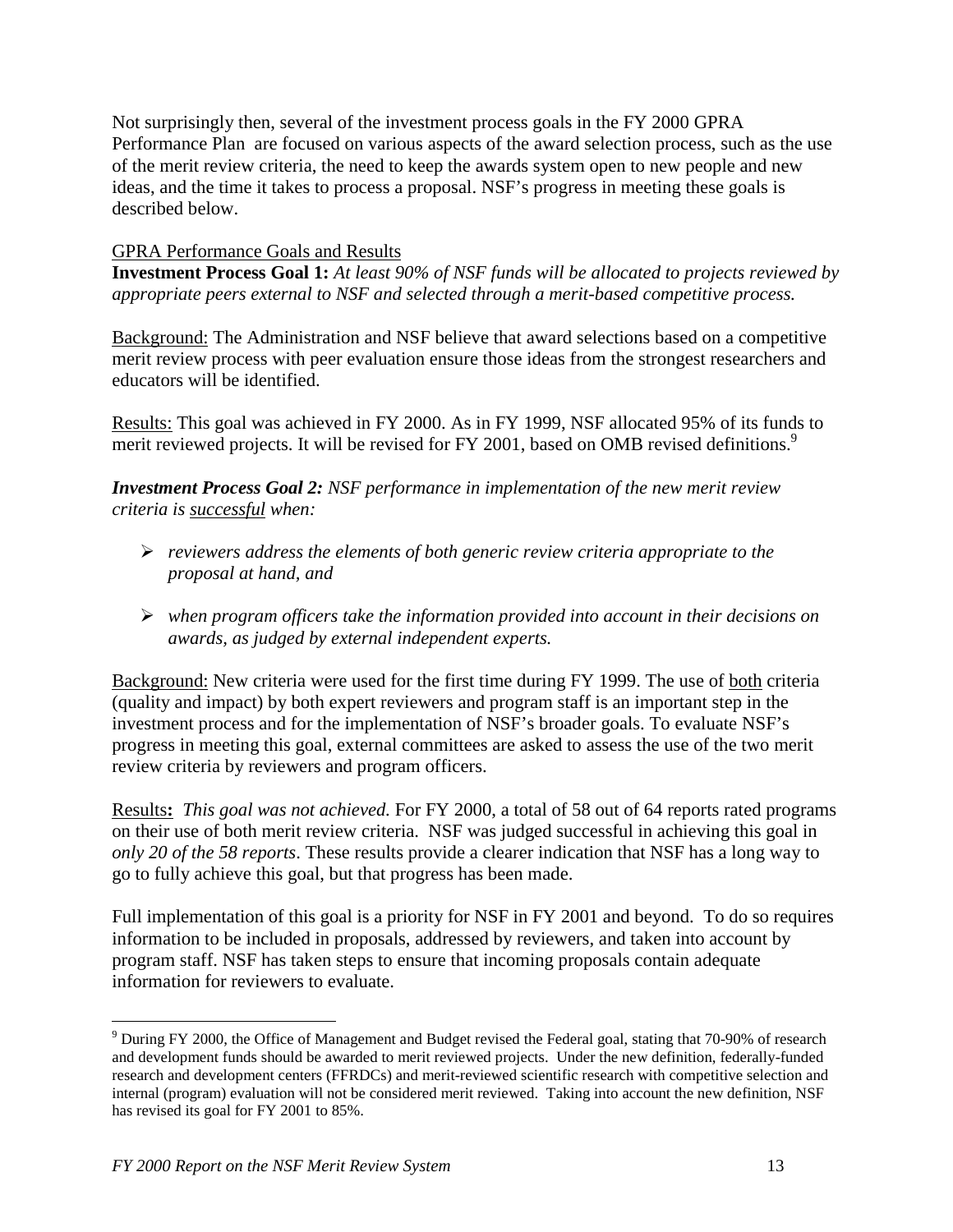Not surprisingly then, several of the investment process goals in the FY 2000 GPRA Performance Plan are focused on various aspects of the award selection process, such as the use of the merit review criteria, the need to keep the awards system open to new people and new ideas, and the time it takes to process a proposal. NSF's progress in meeting these goals is described below.

GPRA Performance Goals and Results

**Investment Process Goal 1:** *At least 90% of NSF funds will be allocated to projects reviewed by appropriate peers external to NSF and selected through a merit-based competitive process.*

Background: The Administration and NSF believe that award selections based on a competitive merit review process with peer evaluation ensure those ideas from the strongest researchers and educators will be identified.

Results: This goal was achieved in FY 2000. As in FY 1999, NSF allocated 95% of its funds to merit reviewed projects. It will be revised for FY 2001, based on OMB revised definitions.[9]

***Investment Process Goal 2:*** *NSF performance in implementation of the new merit review criteria is successful when:*

- *reviewers address the elements of both generic review criteria appropriate to the proposal at hand, and*
- *when program officers take the information provided into account in their decisions on awards, as judged by external independent experts.*

Background: New criteria were used for the first time during FY 1999. The use of both criteria (quality and impact) by both expert reviewers and program staff is an important step in the investment process and for the implementation of NSF's broader goals. To evaluate NSF's progress in meeting this goal, external committees are asked to assess the use of the two merit review criteria by reviewers and program officers.

Results**:** *This goal was not achieved.* For FY 2000, a total of 58 out of 64 reports rated programs on their use of both merit review criteria. NSF was judged successful in achieving this goal in *only 20 of the 58 reports*. These results provide a clearer indication that NSF has a long way to go to fully achieve this goal, but that progress has been made.

Full implementation of this goal is a priority for NSF in FY 2001 and beyond. To do so requires information to be included in proposals, addressed by reviewers, and taken into account by program staff. NSF has taken steps to ensure that incoming proposals contain adequate information for reviewers to evaluate.

---

[9] During FY 2000, the Office of Management and Budget revised the Federal goal, stating that 70-90% of research and development funds should be awarded to merit reviewed projects. Under the new definition, federally-funded research and development centers (FFRDCs) and merit-reviewed scientific research with competitive selection and internal (program) evaluation will not be considered merit reviewed. Taking into account the new definition, NSF has revised its goal for FY 2001 to 85%.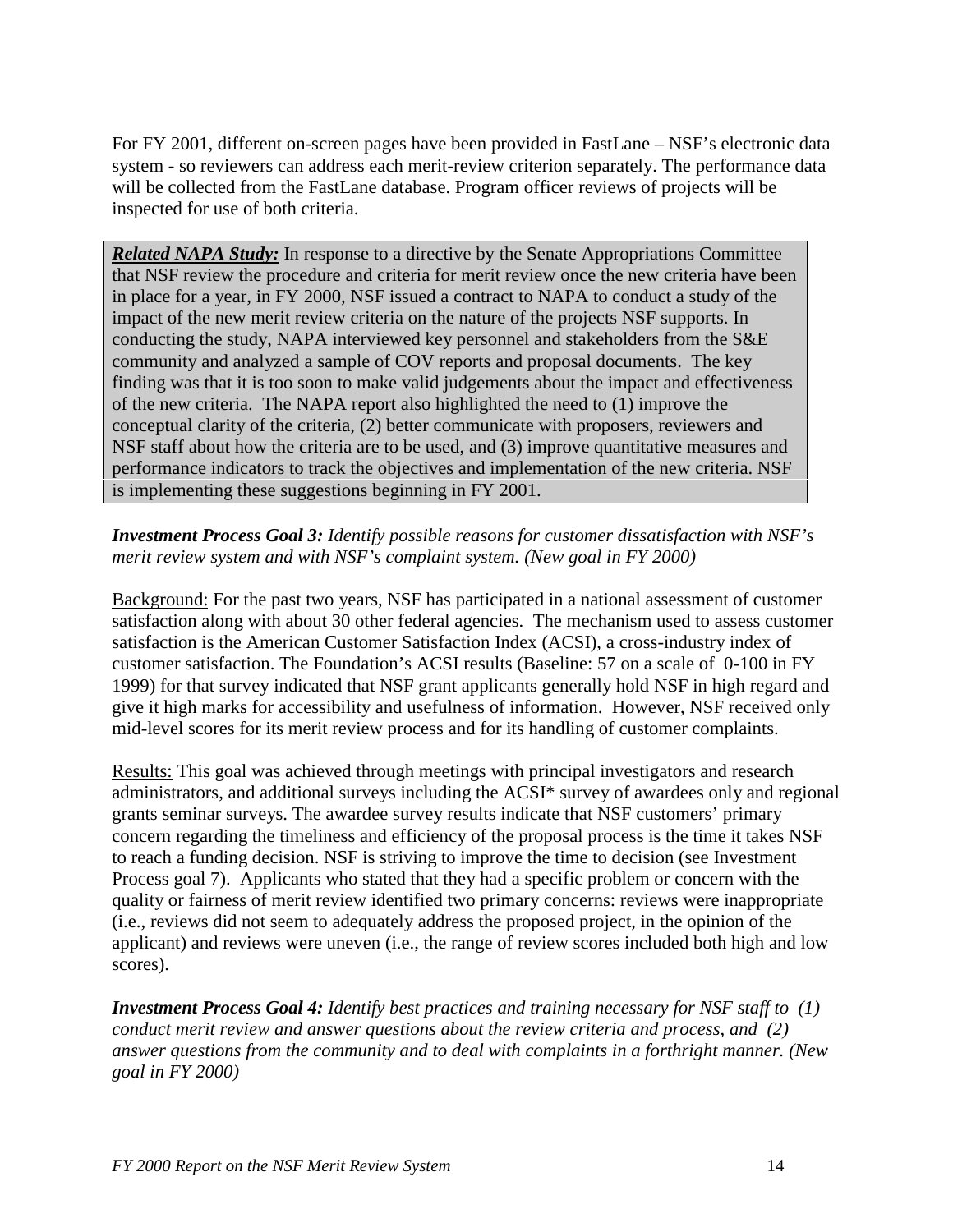For FY 2001, different on-screen pages have been provided in FastLane – NSF's electronic data system - so reviewers can address each merit-review criterion separately. The performance data will be collected from the FastLane database. Program officer reviews of projects will be inspected for use of both criteria.

> ***Related NAPA Study:*** In response to a directive by the Senate Appropriations Committee that NSF review the procedure and criteria for merit review once the new criteria have been in place for a year, in FY 2000, NSF issued a contract to NAPA to conduct a study of the impact of the new merit review criteria on the nature of the projects NSF supports. In conducting the study, NAPA interviewed key personnel and stakeholders from the S&E community and analyzed a sample of COV reports and proposal documents. The key finding was that it is too soon to make valid judgements about the impact and effectiveness of the new criteria. The NAPA report also highlighted the need to (1) improve the conceptual clarity of the criteria, (2) better communicate with proposers, reviewers and NSF staff about how the criteria are to be used, and (3) improve quantitative measures and performance indicators to track the objectives and implementation of the new criteria. NSF is implementing these suggestions beginning in FY 2001.

***Investment Process Goal 3:*** *Identify possible reasons for customer dissatisfaction with NSF's merit review system and with NSF's complaint system. (New goal in FY 2000)*

Background: For the past two years, NSF has participated in a national assessment of customer satisfaction along with about 30 other federal agencies. The mechanism used to assess customer satisfaction is the American Customer Satisfaction Index (ACSI), a cross-industry index of customer satisfaction. The Foundation's ACSI results (Baseline: 57 on a scale of 0-100 in FY 1999) for that survey indicated that NSF grant applicants generally hold NSF in high regard and give it high marks for accessibility and usefulness of information. However, NSF received only mid-level scores for its merit review process and for its handling of customer complaints.

Results: This goal was achieved through meetings with principal investigators and research administrators, and additional surveys including the ACSI* survey of awardees only and regional grants seminar surveys. The awardee survey results indicate that NSF customers' primary concern regarding the timeliness and efficiency of the proposal process is the time it takes NSF to reach a funding decision. NSF is striving to improve the time to decision (see Investment Process goal 7). Applicants who stated that they had a specific problem or concern with the quality or fairness of merit review identified two primary concerns: reviews were inappropriate (i.e., reviews did not seem to adequately address the proposed project, in the opinion of the applicant) and reviews were uneven (i.e., the range of review scores included both high and low scores).

***Investment Process Goal 4:*** *Identify best practices and training necessary for NSF staff to (1) conduct merit review and answer questions about the review criteria and process, and (2) answer questions from the community and to deal with complaints in a forthright manner. (New goal in FY 2000)*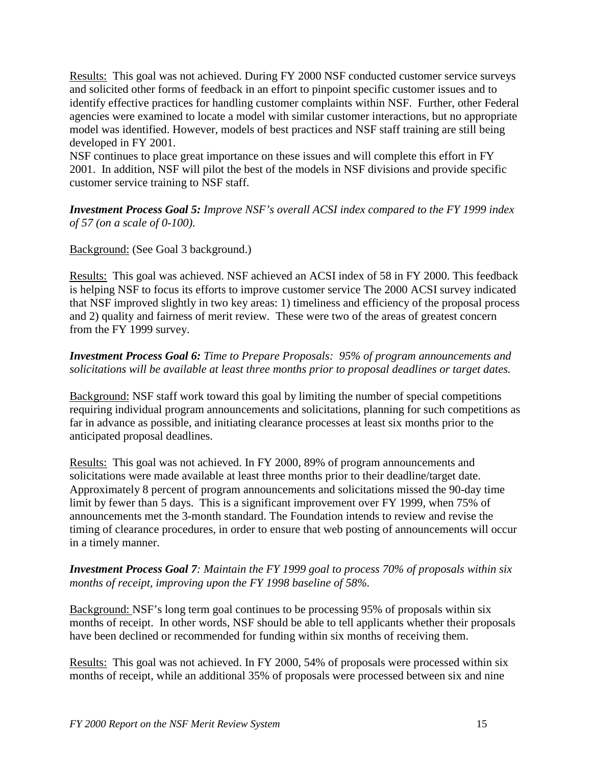Results: This goal was not achieved. During FY 2000 NSF conducted customer service surveys and solicited other forms of feedback in an effort to pinpoint specific customer issues and to identify effective practices for handling customer complaints within NSF. Further, other Federal agencies were examined to locate a model with similar customer interactions, but no appropriate model was identified. However, models of best practices and NSF staff training are still being developed in FY 2001.
NSF continues to place great importance on these issues and will complete this effort in FY 2001. In addition, NSF will pilot the best of the models in NSF divisions and provide specific customer service training to NSF staff.

***Investment Process Goal 5:*** *Improve NSF's overall ACSI index compared to the FY 1999 index of 57 (on a scale of 0-100).*

Background: (See Goal 3 background.)

Results: This goal was achieved. NSF achieved an ACSI index of 58 in FY 2000. This feedback is helping NSF to focus its efforts to improve customer service The 2000 ACSI survey indicated that NSF improved slightly in two key areas: 1) timeliness and efficiency of the proposal process and 2) quality and fairness of merit review. These were two of the areas of greatest concern from the FY 1999 survey.

***Investment Process Goal 6:*** *Time to Prepare Proposals: 95% of program announcements and solicitations will be available at least three months prior to proposal deadlines or target dates.*

Background: NSF staff work toward this goal by limiting the number of special competitions requiring individual program announcements and solicitations, planning for such competitions as far in advance as possible, and initiating clearance processes at least six months prior to the anticipated proposal deadlines.

Results: This goal was not achieved. In FY 2000, 89% of program announcements and solicitations were made available at least three months prior to their deadline/target date. Approximately 8 percent of program announcements and solicitations missed the 90-day time limit by fewer than 5 days. This is a significant improvement over FY 1999, when 75% of announcements met the 3-month standard. The Foundation intends to review and revise the timing of clearance procedures, in order to ensure that web posting of announcements will occur in a timely manner.

***Investment Process Goal 7****: Maintain the FY 1999 goal to process 70% of proposals within six months of receipt, improving upon the FY 1998 baseline of 58%.*

Background: NSF's long term goal continues to be processing 95% of proposals within six months of receipt. In other words, NSF should be able to tell applicants whether their proposals have been declined or recommended for funding within six months of receiving them.

Results: This goal was not achieved. In FY 2000, 54% of proposals were processed within six months of receipt, while an additional 35% of proposals were processed between six and nine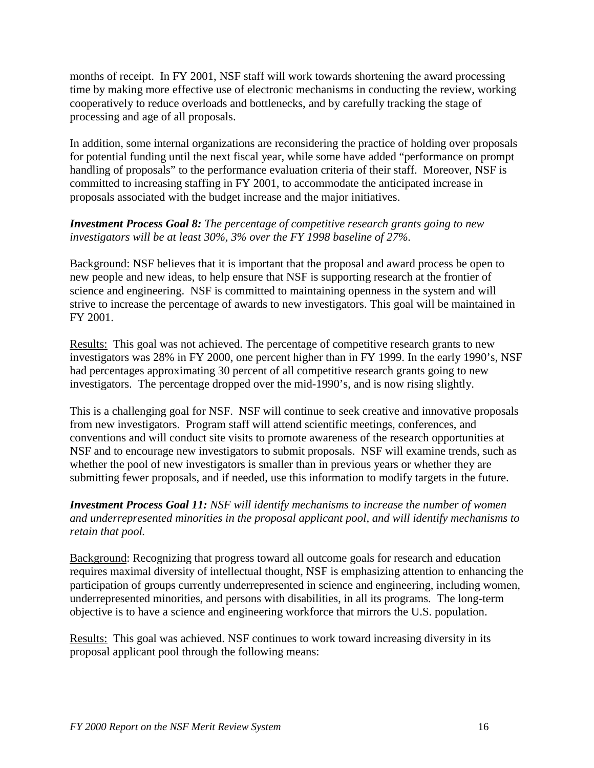months of receipt. In FY 2001, NSF staff will work towards shortening the award processing time by making more effective use of electronic mechanisms in conducting the review, working cooperatively to reduce overloads and bottlenecks, and by carefully tracking the stage of processing and age of all proposals.

In addition, some internal organizations are reconsidering the practice of holding over proposals for potential funding until the next fiscal year, while some have added "performance on prompt handling of proposals" to the performance evaluation criteria of their staff. Moreover, NSF is committed to increasing staffing in FY 2001, to accommodate the anticipated increase in proposals associated with the budget increase and the major initiatives.

***Investment Process Goal 8:*** *The percentage of competitive research grants going to new investigators will be at least 30%, 3% over the FY 1998 baseline of 27%.*

<u>Background:</u> NSF believes that it is important that the proposal and award process be open to new people and new ideas, to help ensure that NSF is supporting research at the frontier of science and engineering. NSF is committed to maintaining openness in the system and will strive to increase the percentage of awards to new investigators. This goal will be maintained in FY 2001.

<u>Results:</u> This goal was not achieved. The percentage of competitive research grants to new investigators was 28% in FY 2000, one percent higher than in FY 1999. In the early 1990's, NSF had percentages approximating 30 percent of all competitive research grants going to new investigators. The percentage dropped over the mid-1990's, and is now rising slightly.

This is a challenging goal for NSF. NSF will continue to seek creative and innovative proposals from new investigators. Program staff will attend scientific meetings, conferences, and conventions and will conduct site visits to promote awareness of the research opportunities at NSF and to encourage new investigators to submit proposals. NSF will examine trends, such as whether the pool of new investigators is smaller than in previous years or whether they are submitting fewer proposals, and if needed, use this information to modify targets in the future.

***Investment Process Goal 11:*** *NSF will identify mechanisms to increase the number of women and underrepresented minorities in the proposal applicant pool, and will identify mechanisms to retain that pool.*

<u>Background</u>: Recognizing that progress toward all outcome goals for research and education requires maximal diversity of intellectual thought, NSF is emphasizing attention to enhancing the participation of groups currently underrepresented in science and engineering, including women, underrepresented minorities, and persons with disabilities, in all its programs. The long-term objective is to have a science and engineering workforce that mirrors the U.S. population.

<u>Results:</u> This goal was achieved. NSF continues to work toward increasing diversity in its proposal applicant pool through the following means: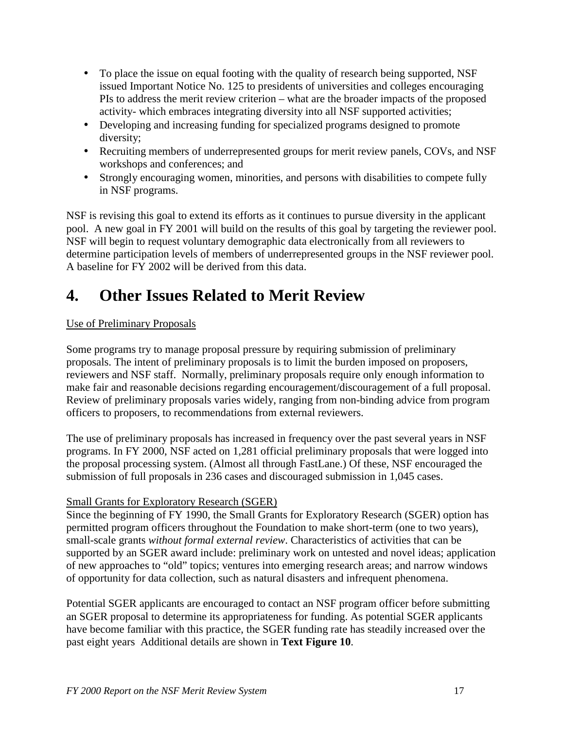- To place the issue on equal footing with the quality of research being supported, NSF issued Important Notice No. 125 to presidents of universities and colleges encouraging PIs to address the merit review criterion – what are the broader impacts of the proposed activity- which embraces integrating diversity into all NSF supported activities;
- Developing and increasing funding for specialized programs designed to promote diversity;
- Recruiting members of underrepresented groups for merit review panels, COVs, and NSF workshops and conferences; and
- Strongly encouraging women, minorities, and persons with disabilities to compete fully in NSF programs.

NSF is revising this goal to extend its efforts as it continues to pursue diversity in the applicant pool. A new goal in FY 2001 will build on the results of this goal by targeting the reviewer pool. NSF will begin to request voluntary demographic data electronically from all reviewers to determine participation levels of members of underrepresented groups in the NSF reviewer pool. A baseline for FY 2002 will be derived from this data.

# 4. Other Issues Related to Merit Review

Use of Preliminary Proposals

Some programs try to manage proposal pressure by requiring submission of preliminary proposals. The intent of preliminary proposals is to limit the burden imposed on proposers, reviewers and NSF staff. Normally, preliminary proposals require only enough information to make fair and reasonable decisions regarding encouragement/discouragement of a full proposal. Review of preliminary proposals varies widely, ranging from non-binding advice from program officers to proposers, to recommendations from external reviewers.

The use of preliminary proposals has increased in frequency over the past several years in NSF programs. In FY 2000, NSF acted on 1,281 official preliminary proposals that were logged into the proposal processing system. (Almost all through FastLane.) Of these, NSF encouraged the submission of full proposals in 236 cases and discouraged submission in 1,045 cases.

Small Grants for Exploratory Research (SGER)

Since the beginning of FY 1990, the Small Grants for Exploratory Research (SGER) option has permitted program officers throughout the Foundation to make short-term (one to two years), small-scale grants *without formal external review*. Characteristics of activities that can be supported by an SGER award include: preliminary work on untested and novel ideas; application of new approaches to "old" topics; ventures into emerging research areas; and narrow windows of opportunity for data collection, such as natural disasters and infrequent phenomena.

Potential SGER applicants are encouraged to contact an NSF program officer before submitting an SGER proposal to determine its appropriateness for funding. As potential SGER applicants have become familiar with this practice, the SGER funding rate has steadily increased over the past eight years Additional details are shown in **Text Figure 10**.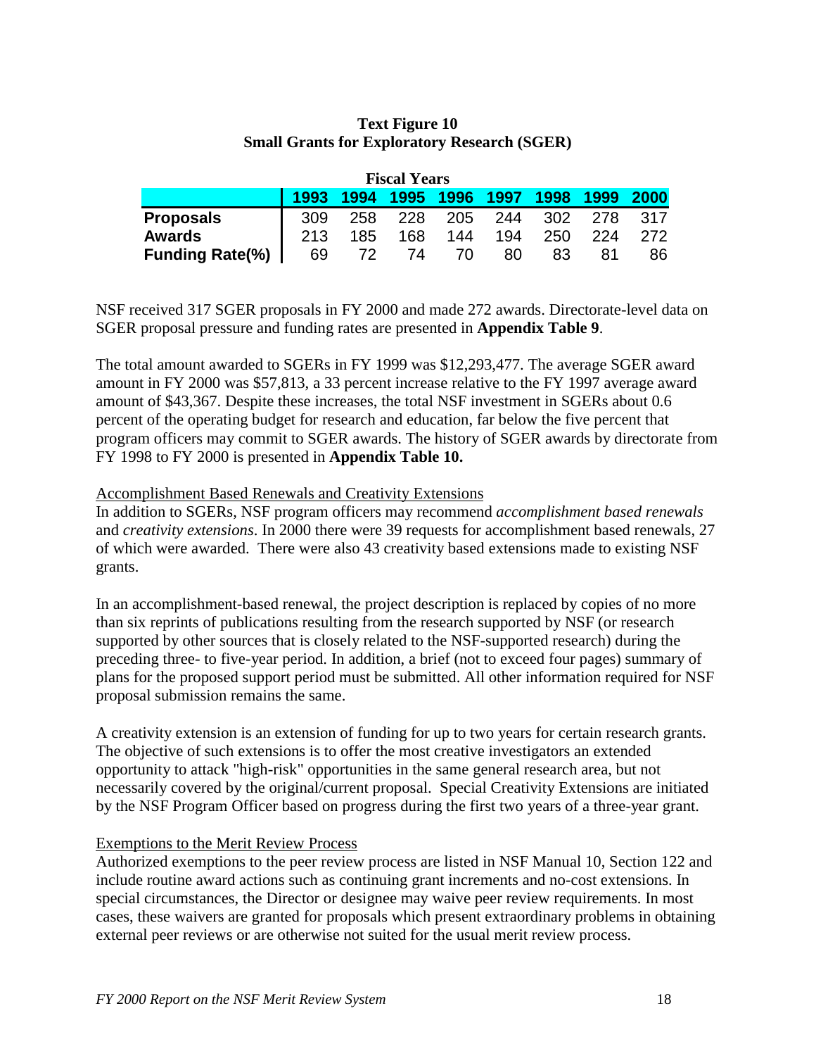**Text Figure 10**
**Small Grants for Exploratory Research (SGER)**

| | Fiscal Years | | | | | | | |
|---|---|---|---|---|---|---|---|---|
| | **1993** | **1994** | **1995** | **1996** | **1997** | **1998** | **1999** | **2000** |
| **Proposals** | 309 | 258 | 228 | 205 | 244 | 302 | 278 | 317 |
| **Awards** | 213 | 185 | 168 | 144 | 194 | 250 | 224 | 272 |
| **Funding Rate(%)** | 69 | 72 | 74 | 70 | 80 | 83 | 81 | 86 |

NSF received 317 SGER proposals in FY 2000 and made 272 awards. Directorate-level data on SGER proposal pressure and funding rates are presented in **Appendix Table 9**.

The total amount awarded to SGERs in FY 1999 was $12,293,477. The average SGER award amount in FY 2000 was $57,813, a 33 percent increase relative to the FY 1997 average award amount of $43,367. Despite these increases, the total NSF investment in SGERs about 0.6 percent of the operating budget for research and education, far below the five percent that program officers may commit to SGER awards. The history of SGER awards by directorate from FY 1998 to FY 2000 is presented in **Appendix Table 10.**

Accomplishment Based Renewals and Creativity Extensions

In addition to SGERs, NSF program officers may recommend *accomplishment based renewals* and *creativity extensions*. In 2000 there were 39 requests for accomplishment based renewals, 27 of which were awarded. There were also 43 creativity based extensions made to existing NSF grants.

In an accomplishment-based renewal, the project description is replaced by copies of no more than six reprints of publications resulting from the research supported by NSF (or research supported by other sources that is closely related to the NSF-supported research) during the preceding three- to five-year period. In addition, a brief (not to exceed four pages) summary of plans for the proposed support period must be submitted. All other information required for NSF proposal submission remains the same.

A creativity extension is an extension of funding for up to two years for certain research grants. The objective of such extensions is to offer the most creative investigators an extended opportunity to attack "high-risk" opportunities in the same general research area, but not necessarily covered by the original/current proposal. Special Creativity Extensions are initiated by the NSF Program Officer based on progress during the first two years of a three-year grant.

Exemptions to the Merit Review Process

Authorized exemptions to the peer review process are listed in NSF Manual 10, Section 122 and include routine award actions such as continuing grant increments and no-cost extensions. In special circumstances, the Director or designee may waive peer review requirements. In most cases, these waivers are granted for proposals which present extraordinary problems in obtaining external peer reviews or are otherwise not suited for the usual merit review process.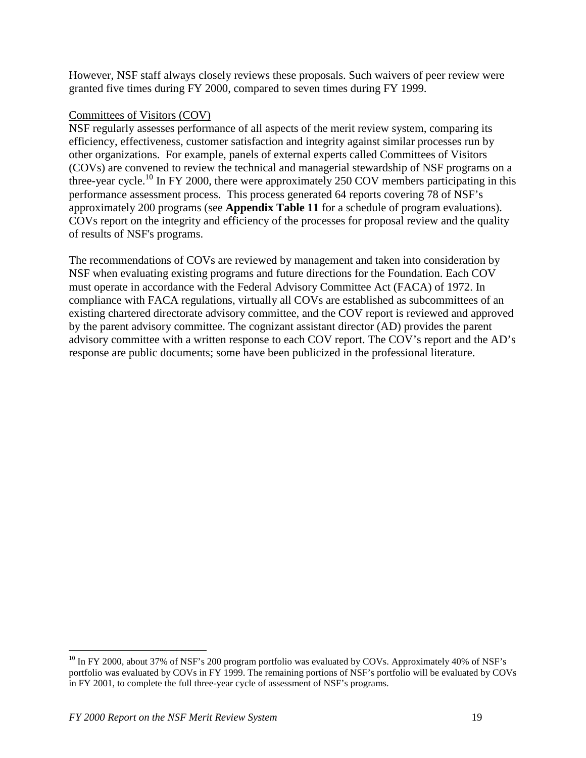However, NSF staff always closely reviews these proposals. Such waivers of peer review were granted five times during FY 2000, compared to seven times during FY 1999.

Committees of Visitors (COV)

NSF regularly assesses performance of all aspects of the merit review system, comparing its efficiency, effectiveness, customer satisfaction and integrity against similar processes run by other organizations. For example, panels of external experts called Committees of Visitors (COVs) are convened to review the technical and managerial stewardship of NSF programs on a three-year cycle.[10] In FY 2000, there were approximately 250 COV members participating in this performance assessment process. This process generated 64 reports covering 78 of NSF's approximately 200 programs (see **Appendix Table 11** for a schedule of program evaluations). COVs report on the integrity and efficiency of the processes for proposal review and the quality of results of NSF's programs.

The recommendations of COVs are reviewed by management and taken into consideration by NSF when evaluating existing programs and future directions for the Foundation. Each COV must operate in accordance with the Federal Advisory Committee Act (FACA) of 1972. In compliance with FACA regulations, virtually all COVs are established as subcommittees of an existing chartered directorate advisory committee, and the COV report is reviewed and approved by the parent advisory committee. The cognizant assistant director (AD) provides the parent advisory committee with a written response to each COV report. The COV's report and the AD's response are public documents; some have been publicized in the professional literature.

---

[10] In FY 2000, about 37% of NSF's 200 program portfolio was evaluated by COVs. Approximately 40% of NSF's portfolio was evaluated by COVs in FY 1999. The remaining portions of NSF's portfolio will be evaluated by COVs in FY 2001, to complete the full three-year cycle of assessment of NSF's programs.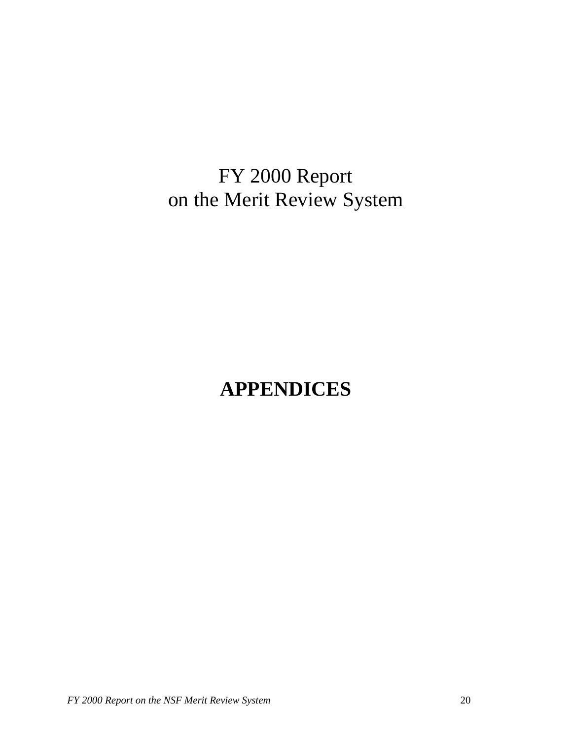FY 2000 Report
on the Merit Review System

# APPENDICES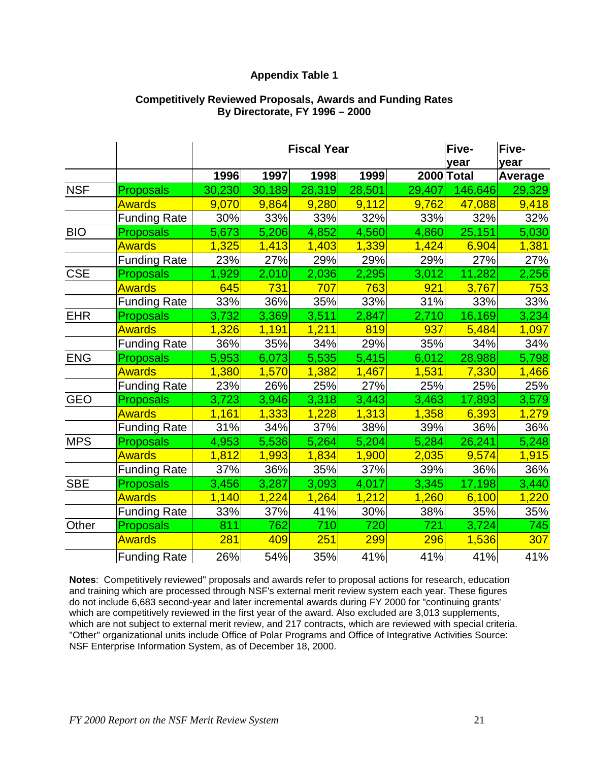# Appendix Table 1

## Competitively Reviewed Proposals, Awards and Funding Rates By Directorate, FY 1996 – 2000

| | | Fiscal Year | | | | | Five-year | Five-year |
|---|---|---|---|---|---|---|---|---|
| | | 1996 | 1997 | 1998 | 1999 | 2000 | Total | Average |
| NSF | Proposals | 30,230 | 30,189 | 28,319 | 28,501 | 29,407 | 146,646 | 29,329 |
| | Awards | 9,070 | 9,864 | 9,280 | 9,112 | 9,762 | 47,088 | 9,418 |
| | Funding Rate | 30% | 33% | 33% | 32% | 33% | 32% | 32% |
| BIO | Proposals | 5,673 | 5,206 | 4,852 | 4,560 | 4,860 | 25,151 | 5,030 |
| | Awards | 1,325 | 1,413 | 1,403 | 1,339 | 1,424 | 6,904 | 1,381 |
| | Funding Rate | 23% | 27% | 29% | 29% | 29% | 27% | 27% |
| CSE | Proposals | 1,929 | 2,010 | 2,036 | 2,295 | 3,012 | 11,282 | 2,256 |
| | Awards | 645 | 731 | 707 | 763 | 921 | 3,767 | 753 |
| | Funding Rate | 33% | 36% | 35% | 33% | 31% | 33% | 33% |
| EHR | Proposals | 3,732 | 3,369 | 3,511 | 2,847 | 2,710 | 16,169 | 3,234 |
| | Awards | 1,326 | 1,191 | 1,211 | 819 | 937 | 5,484 | 1,097 |
| | Funding Rate | 36% | 35% | 34% | 29% | 35% | 34% | 34% |
| ENG | Proposals | 5,953 | 6,073 | 5,535 | 5,415 | 6,012 | 28,988 | 5,798 |
| | Awards | 1,380 | 1,570 | 1,382 | 1,467 | 1,531 | 7,330 | 1,466 |
| | Funding Rate | 23% | 26% | 25% | 27% | 25% | 25% | 25% |
| GEO | Proposals | 3,723 | 3,946 | 3,318 | 3,443 | 3,463 | 17,893 | 3,579 |
| | Awards | 1,161 | 1,333 | 1,228 | 1,313 | 1,358 | 6,393 | 1,279 |
| | Funding Rate | 31% | 34% | 37% | 38% | 39% | 36% | 36% |
| MPS | Proposals | 4,953 | 5,536 | 5,264 | 5,204 | 5,284 | 26,241 | 5,248 |
| | Awards | 1,812 | 1,993 | 1,834 | 1,900 | 2,035 | 9,574 | 1,915 |
| | Funding Rate | 37% | 36% | 35% | 37% | 39% | 36% | 36% |
| SBE | Proposals | 3,456 | 3,287 | 3,093 | 4,017 | 3,345 | 17,198 | 3,440 |
| | Awards | 1,140 | 1,224 | 1,264 | 1,212 | 1,260 | 6,100 | 1,220 |
| | Funding Rate | 33% | 37% | 41% | 30% | 38% | 35% | 35% |
| Other | Proposals | 811 | 762 | 710 | 720 | 721 | 3,724 | 745 |
| | Awards | 281 | 409 | 251 | 299 | 296 | 1,536 | 307 |
| | Funding Rate | 26% | 54% | 35% | 41% | 41% | 41% | 41% |

**Notes**: Competitively reviewed" proposals and awards refer to proposal actions for research, education and training which are processed through NSF's external merit review system each year. These figures do not include 6,683 second-year and later incremental awards during FY 2000 for "continuing grants' which are competitively reviewed in the first year of the award. Also excluded are 3,013 supplements, which are not subject to external merit review, and 217 contracts, which are reviewed with special criteria. "Other" organizational units include Office of Polar Programs and Office of Integrative Activities Source: NSF Enterprise Information System, as of December 18, 2000.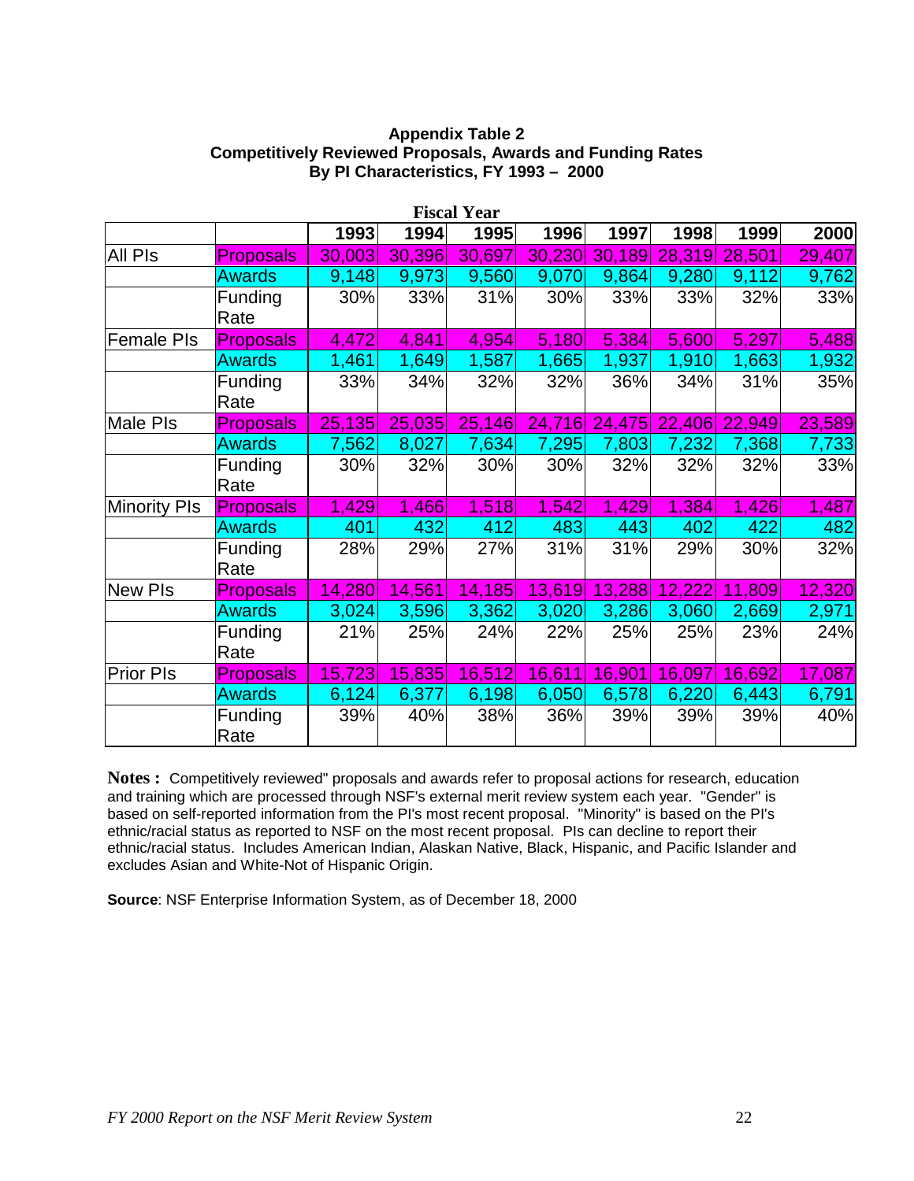**Appendix Table 2**
**Competitively Reviewed Proposals, Awards and Funding Rates**
**By PI Characteristics, FY 1993 – 2000**

| | | Fiscal Year | | | | | | | |
|---|---|---|---|---|---|---|---|---|---|
| | | 1993 | 1994 | 1995 | 1996 | 1997 | 1998 | 1999 | 2000 |
| All PIs | Proposals | 30,003 | 30,396 | 30,697 | 30,230 | 30,189 | 28,319 | 28,501 | 29,407 |
| | Awards | 9,148 | 9,973 | 9,560 | 9,070 | 9,864 | 9,280 | 9,112 | 9,762 |
| | Funding Rate | 30% | 33% | 31% | 30% | 33% | 33% | 32% | 33% |
| Female PIs | Proposals | 4,472 | 4,841 | 4,954 | 5,180 | 5,384 | 5,600 | 5,297 | 5,488 |
| | Awards | 1,461 | 1,649 | 1,587 | 1,665 | 1,937 | 1,910 | 1,663 | 1,932 |
| | Funding Rate | 33% | 34% | 32% | 32% | 36% | 34% | 31% | 35% |
| Male PIs | Proposals | 25,135 | 25,035 | 25,146 | 24,716 | 24,475 | 22,406 | 22,949 | 23,589 |
| | Awards | 7,562 | 8,027 | 7,634 | 7,295 | 7,803 | 7,232 | 7,368 | 7,733 |
| | Funding Rate | 30% | 32% | 30% | 30% | 32% | 32% | 32% | 33% |
| Minority PIs | Proposals | 1,429 | 1,466 | 1,518 | 1,542 | 1,429 | 1,384 | 1,426 | 1,487 |
| | Awards | 401 | 432 | 412 | 483 | 443 | 402 | 422 | 482 |
| | Funding Rate | 28% | 29% | 27% | 31% | 31% | 29% | 30% | 32% |
| New PIs | Proposals | 14,280 | 14,561 | 14,185 | 13,619 | 13,288 | 12,222 | 11,809 | 12,320 |
| | Awards | 3,024 | 3,596 | 3,362 | 3,020 | 3,286 | 3,060 | 2,669 | 2,971 |
| | Funding Rate | 21% | 25% | 24% | 22% | 25% | 25% | 23% | 24% |
| Prior PIs | Proposals | 15,723 | 15,835 | 16,512 | 16,611 | 16,901 | 16,097 | 16,692 | 17,087 |
| | Awards | 6,124 | 6,377 | 6,198 | 6,050 | 6,578 | 6,220 | 6,443 | 6,791 |
| | Funding Rate | 39% | 40% | 38% | 36% | 39% | 39% | 39% | 40% |

**Notes :** Competitively reviewed" proposals and awards refer to proposal actions for research, education and training which are processed through NSF's external merit review system each year. "Gender" is based on self-reported information from the PI's most recent proposal. "Minority" is based on the PI's ethnic/racial status as reported to NSF on the most recent proposal. PIs can decline to report their ethnic/racial status. Includes American Indian, Alaskan Native, Black, Hispanic, and Pacific Islander and excludes Asian and White-Not of Hispanic Origin.

**Source**: NSF Enterprise Information System, as of December 18, 2000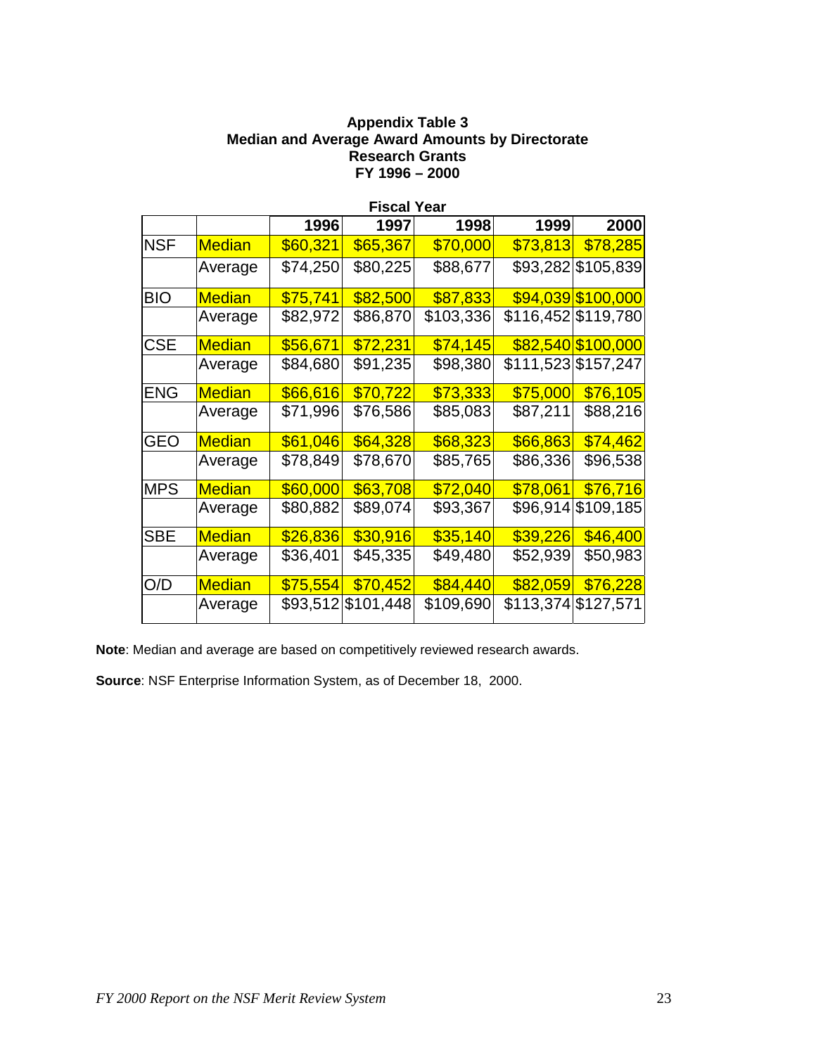**Appendix Table 3**
**Median and Average Award Amounts by Directorate**
**Research Grants**
**FY 1996 – 2000**

| | | Fiscal Year | | | | |
|---|---|---|---|---|---|---|
| | | **1996** | **1997** | **1998** | **1999** | **2000** |
| NSF | Median | $60,321 | $65,367 | $70,000 | $73,813 | $78,285 |
| | Average | $74,250 | $80,225 | $88,677 | $93,282 | $105,839 |
| BIO | Median | $75,741 | $82,500 | $87,833 | $94,039 | $100,000 |
| | Average | $82,972 | $86,870 | $103,336 | $116,452 | $119,780 |
| CSE | Median | $56,671 | $72,231 | $74,145 | $82,540 | $100,000 |
| | Average | $84,680 | $91,235 | $98,380 | $111,523 | $157,247 |
| ENG | Median | $66,616 | $70,722 | $73,333 | $75,000 | $76,105 |
| | Average | $71,996 | $76,586 | $85,083 | $87,211 | $88,216 |
| GEO | Median | $61,046 | $64,328 | $68,323 | $66,863 | $74,462 |
| | Average | $78,849 | $78,670 | $85,765 | $86,336 | $96,538 |
| MPS | Median | $60,000 | $63,708 | $72,040 | $78,061 | $76,716 |
| | Average | $80,882 | $89,074 | $93,367 | $96,914 | $109,185 |
| SBE | Median | $26,836 | $30,916 | $35,140 | $39,226 | $46,400 |
| | Average | $36,401 | $45,335 | $49,480 | $52,939 | $50,983 |
| O/D | Median | $75,554 | $70,452 | $84,440 | $82,059 | $76,228 |
| | Average | $93,512 | $101,448 | $109,690 | $113,374 | $127,571 |

**Note**: Median and average are based on competitively reviewed research awards.

**Source**: NSF Enterprise Information System, as of December 18, 2000.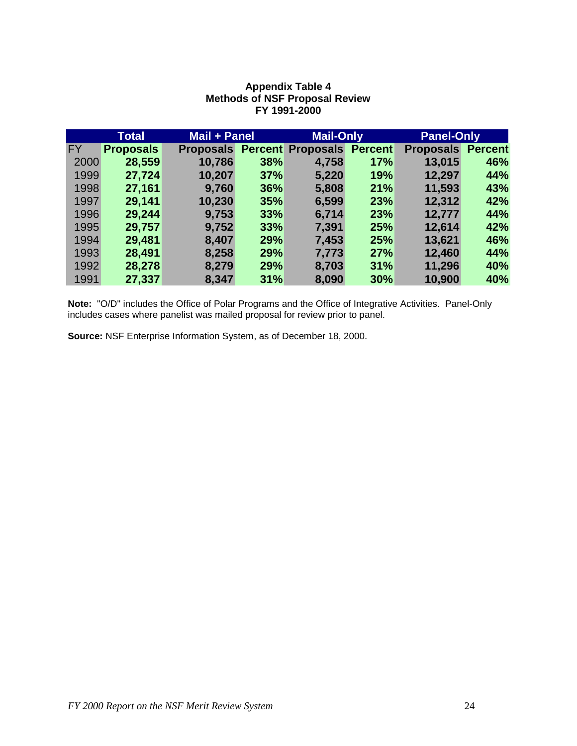**Appendix Table 4**
**Methods of NSF Proposal Review**
**FY 1991-2000**

| | Total | Mail + Panel | | Mail-Only | | Panel-Only | |
|---|---|---|---|---|---|---|---|
| FY | Proposals | Proposals | Percent | Proposals | Percent | Proposals | Percent |
| 2000 | 28,559 | 10,786 | 38% | 4,758 | 17% | 13,015 | 46% |
| 1999 | 27,724 | 10,207 | 37% | 5,220 | 19% | 12,297 | 44% |
| 1998 | 27,161 | 9,760 | 36% | 5,808 | 21% | 11,593 | 43% |
| 1997 | 29,141 | 10,230 | 35% | 6,599 | 23% | 12,312 | 42% |
| 1996 | 29,244 | 9,753 | 33% | 6,714 | 23% | 12,777 | 44% |
| 1995 | 29,757 | 9,752 | 33% | 7,391 | 25% | 12,614 | 42% |
| 1994 | 29,481 | 8,407 | 29% | 7,453 | 25% | 13,621 | 46% |
| 1993 | 28,491 | 8,258 | 29% | 7,773 | 27% | 12,460 | 44% |
| 1992 | 28,278 | 8,279 | 29% | 8,703 | 31% | 11,296 | 40% |
| 1991 | 27,337 | 8,347 | 31% | 8,090 | 30% | 10,900 | 40% |

**Note:** "O/D" includes the Office of Polar Programs and the Office of Integrative Activities. Panel-Only includes cases where panelist was mailed proposal for review prior to panel.

**Source:** NSF Enterprise Information System, as of December 18, 2000.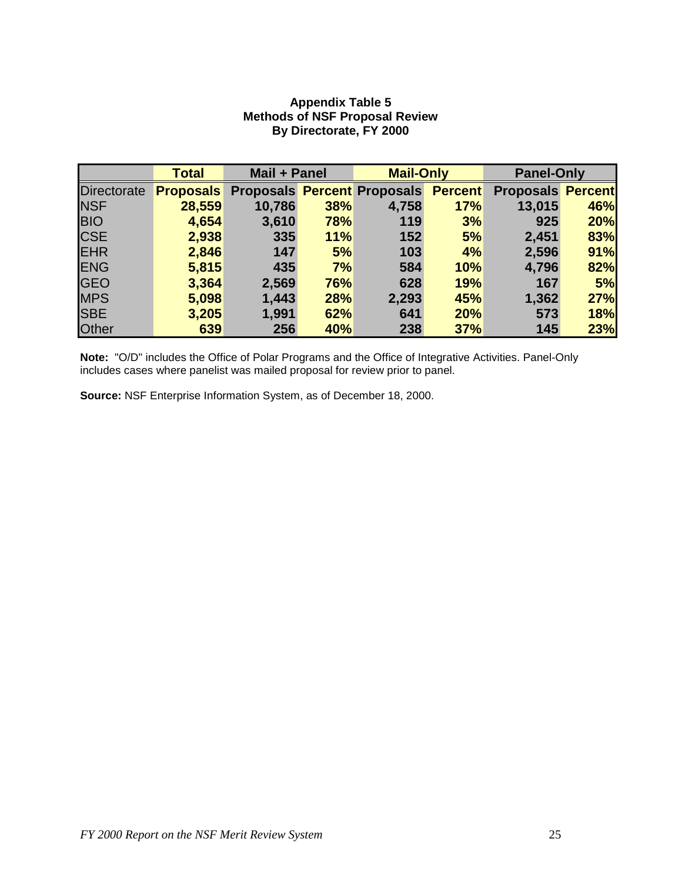**Appendix Table 5**
**Methods of NSF Proposal Review**
**By Directorate, FY 2000**

| | Total | Mail + Panel | | Mail-Only | | Panel-Only | |
|---|---|---|---|---|---|---|---|
| Directorate | Proposals | Proposals | Percent | Proposals | Percent | Proposals | Percent |
| NSF | 28,559 | 10,786 | 38% | 4,758 | 17% | 13,015 | 46% |
| BIO | 4,654 | 3,610 | 78% | 119 | 3% | 925 | 20% |
| CSE | 2,938 | 335 | 11% | 152 | 5% | 2,451 | 83% |
| EHR | 2,846 | 147 | 5% | 103 | 4% | 2,596 | 91% |
| ENG | 5,815 | 435 | 7% | 584 | 10% | 4,796 | 82% |
| GEO | 3,364 | 2,569 | 76% | 628 | 19% | 167 | 5% |
| MPS | 5,098 | 1,443 | 28% | 2,293 | 45% | 1,362 | 27% |
| SBE | 3,205 | 1,991 | 62% | 641 | 20% | 573 | 18% |
| Other | 639 | 256 | 40% | 238 | 37% | 145 | 23% |

**Note:** "O/D" includes the Office of Polar Programs and the Office of Integrative Activities. Panel-Only includes cases where panelist was mailed proposal for review prior to panel.

**Source:** NSF Enterprise Information System, as of December 18, 2000.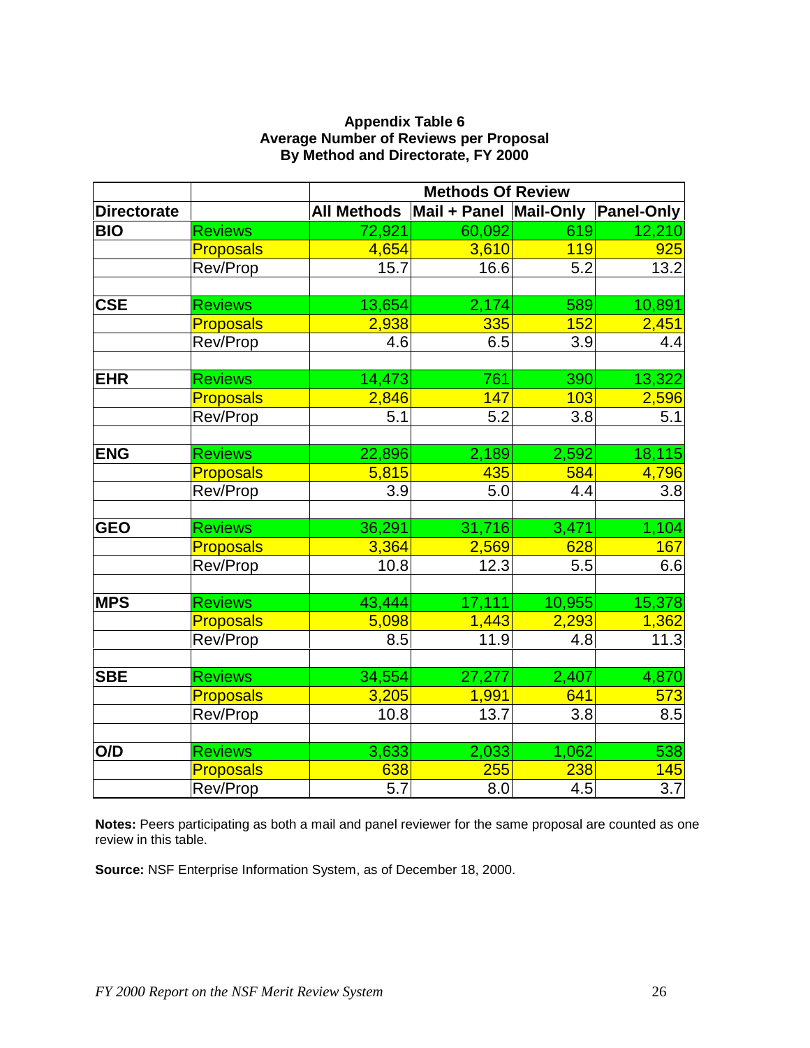**Appendix Table 6**
**Average Number of Reviews per Proposal**
**By Method and Directorate, FY 2000**

| | | Methods Of Review | | | |
|---|---|---|---|---|---|
| **Directorate** | | **All Methods** | **Mail + Panel** | **Mail-Only** | **Panel-Only** |
| **BIO** | Reviews | 72,921 | 60,092 | 619 | 12,210 |
| | Proposals | 4,654 | 3,610 | 119 | 925 |
| | Rev/Prop | 15.7 | 16.6 | 5.2 | 13.2 |
| | | | | | |
| **CSE** | Reviews | 13,654 | 2,174 | 589 | 10,891 |
| | Proposals | 2,938 | 335 | 152 | 2,451 |
| | Rev/Prop | 4.6 | 6.5 | 3.9 | 4.4 |
| | | | | | |
| **EHR** | Reviews | 14,473 | 761 | 390 | 13,322 |
| | Proposals | 2,846 | 147 | 103 | 2,596 |
| | Rev/Prop | 5.1 | 5.2 | 3.8 | 5.1 |
| | | | | | |
| **ENG** | Reviews | 22,896 | 2,189 | 2,592 | 18,115 |
| | Proposals | 5,815 | 435 | 584 | 4,796 |
| | Rev/Prop | 3.9 | 5.0 | 4.4 | 3.8 |
| | | | | | |
| **GEO** | Reviews | 36,291 | 31,716 | 3,471 | 1,104 |
| | Proposals | 3,364 | 2,569 | 628 | 167 |
| | Rev/Prop | 10.8 | 12.3 | 5.5 | 6.6 |
| | | | | | |
| **MPS** | Reviews | 43,444 | 17,111 | 10,955 | 15,378 |
| | Proposals | 5,098 | 1,443 | 2,293 | 1,362 |
| | Rev/Prop | 8.5 | 11.9 | 4.8 | 11.3 |
| | | | | | |
| **SBE** | Reviews | 34,554 | 27,277 | 2,407 | 4,870 |
| | Proposals | 3,205 | 1,991 | 641 | 573 |
| | Rev/Prop | 10.8 | 13.7 | 3.8 | 8.5 |
| | | | | | |
| **O/D** | Reviews | 3,633 | 2,033 | 1,062 | 538 |
| | Proposals | 638 | 255 | 238 | 145 |
| | Rev/Prop | 5.7 | 8.0 | 4.5 | 3.7 |

**Notes:** Peers participating as both a mail and panel reviewer for the same proposal are counted as one review in this table.

**Source:** NSF Enterprise Information System, as of December 18, 2000.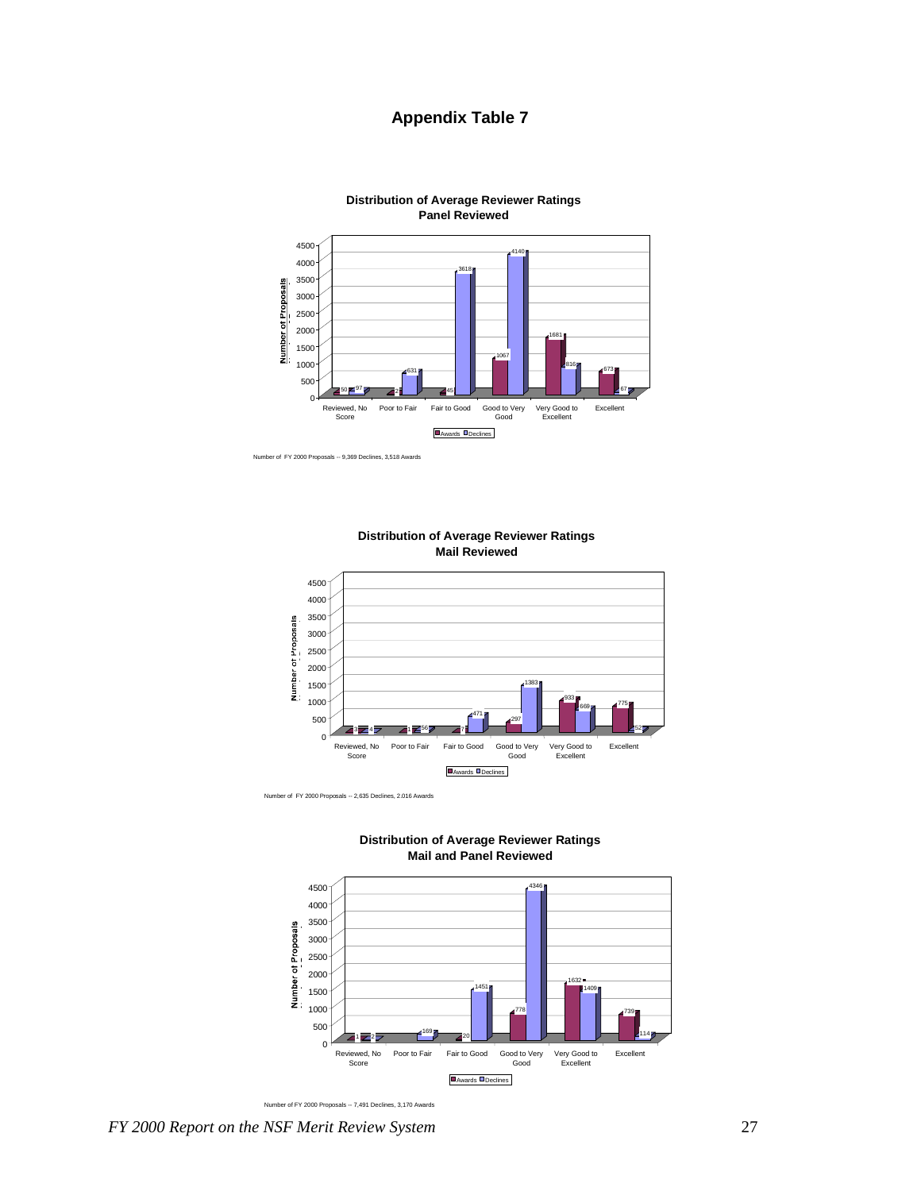# Appendix Table 7

**Distribution of Average Reviewer Ratings**
**Panel Reviewed**

| Rating | Awards | Declines |
|---|---|---|
| Reviewed, No Score | 50 | 97 |
| Poor to Fair | 2 | 631 |
| Fair to Good | 45 | 3618 |
| Good to Very Good | 1067 | 4140 |
| Very Good to Excellent | 1681 | 816 |
| Excellent | 673 | 67 |

Number of FY 2000 Proposals -- 9,369 Declines, 3,518 Awards

**Distribution of Average Reviewer Ratings**
**Mail Reviewed**

| Rating | Awards | Declines |
|---|---|---|
| Reviewed, No Score | 3 | 4 |
| Poor to Fair | 1 | 56 |
| Fair to Good | 7 | 471 |
| Good to Very Good | 297 | 1383 |
| Very Good to Excellent | 933 | 669 |
| Excellent | 775 | 52 |

Number of FY 2000 Proposals -- 2,635 Declines, 2,016 Awards

**Distribution of Average Reviewer Ratings**
**Mail and Panel Reviewed**

| Rating | Awards | Declines |
|---|---|---|
| Reviewed, No Score | 1 | 2 |
| Poor to Fair | | 169 |
| Fair to Good | 20 | 1451 |
| Good to Very Good | 778 | 4346 |
| Very Good to Excellent | 1632 | 1409 |
| Excellent | 739 | 114 |

Number of FY 2000 Proposals -- 7,491 Declines, 3,170 Awards

*FY 2000 Report on the NSF Merit Review System*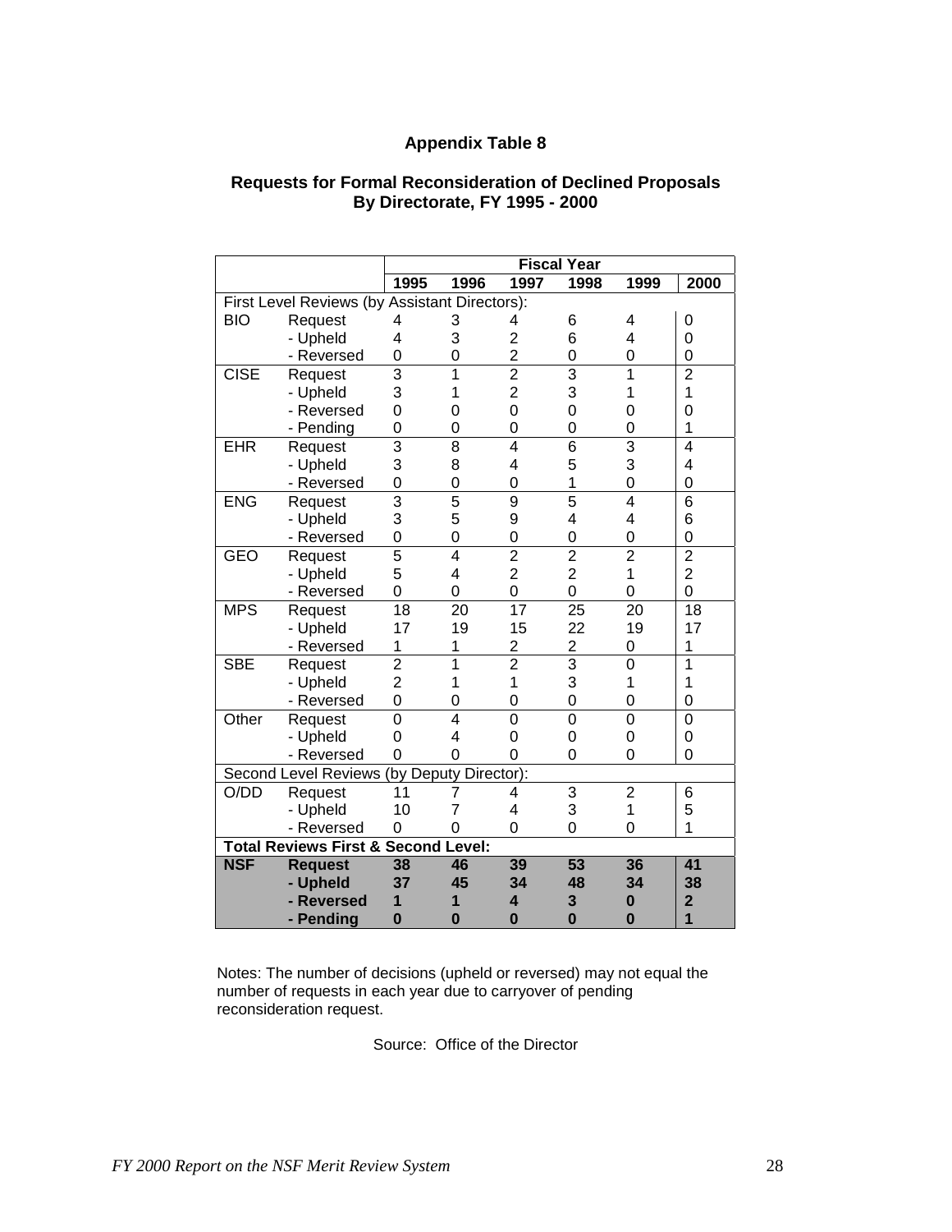## Appendix Table 8

### Requests for Formal Reconsideration of Declined Proposals
### By Directorate, FY 1995 - 2000

| | | Fiscal Year | | | | | |
|---|---|---|---|---|---|---|---|
| | | 1995 | 1996 | 1997 | 1998 | 1999 | 2000 |
| First Level Reviews (by Assistant Directors): | | | | | | | |
| BIO | Request | 4 | 3 | 4 | 6 | 4 | 0 |
| | - Upheld | 4 | 3 | 2 | 6 | 4 | 0 |
| | - Reversed | 0 | 0 | 2 | 0 | 0 | 0 |
| CISE | Request | 3 | 1 | 2 | 3 | 1 | 2 |
| | - Upheld | 3 | 1 | 2 | 3 | 1 | 1 |
| | - Reversed | 0 | 0 | 0 | 0 | 0 | 0 |
| | - Pending | 0 | 0 | 0 | 0 | 0 | 1 |
| EHR | Request | 3 | 8 | 4 | 6 | 3 | 4 |
| | - Upheld | 3 | 8 | 4 | 5 | 3 | 4 |
| | - Reversed | 0 | 0 | 0 | 1 | 0 | 0 |
| ENG | Request | 3 | 5 | 9 | 5 | 4 | 6 |
| | - Upheld | 3 | 5 | 9 | 4 | 4 | 6 |
| | - Reversed | 0 | 0 | 0 | 0 | 0 | 0 |
| GEO | Request | 5 | 4 | 2 | 2 | 2 | 2 |
| | - Upheld | 5 | 4 | 2 | 2 | 1 | 2 |
| | - Reversed | 0 | 0 | 0 | 0 | 0 | 0 |
| MPS | Request | 18 | 20 | 17 | 25 | 20 | 18 |
| | - Upheld | 17 | 19 | 15 | 22 | 19 | 17 |
| | - Reversed | 1 | 1 | 2 | 2 | 0 | 1 |
| SBE | Request | 2 | 1 | 2 | 3 | 0 | 1 |
| | - Upheld | 2 | 1 | 1 | 3 | 1 | 1 |
| | - Reversed | 0 | 0 | 0 | 0 | 0 | 0 |
| Other | Request | 0 | 4 | 0 | 0 | 0 | 0 |
| | - Upheld | 0 | 4 | 0 | 0 | 0 | 0 |
| | - Reversed | 0 | 0 | 0 | 0 | 0 | 0 |
| Second Level Reviews (by Deputy Director): | | | | | | | |
| O/DD | Request | 11 | 7 | 4 | 3 | 2 | 6 |
| | - Upheld | 10 | 7 | 4 | 3 | 1 | 5 |
| | - Reversed | 0 | 0 | 0 | 0 | 0 | 1 |
| **Total Reviews First & Second Level:** | | | | | | | |
| **NSF** | **Request** | **38** | **46** | **39** | **53** | **36** | **41** |
| | **- Upheld** | **37** | **45** | **34** | **48** | **34** | **38** |
| | **- Reversed** | **1** | **1** | **4** | **3** | **0** | **2** |
| | **- Pending** | **0** | **0** | **0** | **0** | **0** | **1** |

Notes: The number of decisions (upheld or reversed) may not equal the number of requests in each year due to carryover of pending reconsideration request.

Source: Office of the Director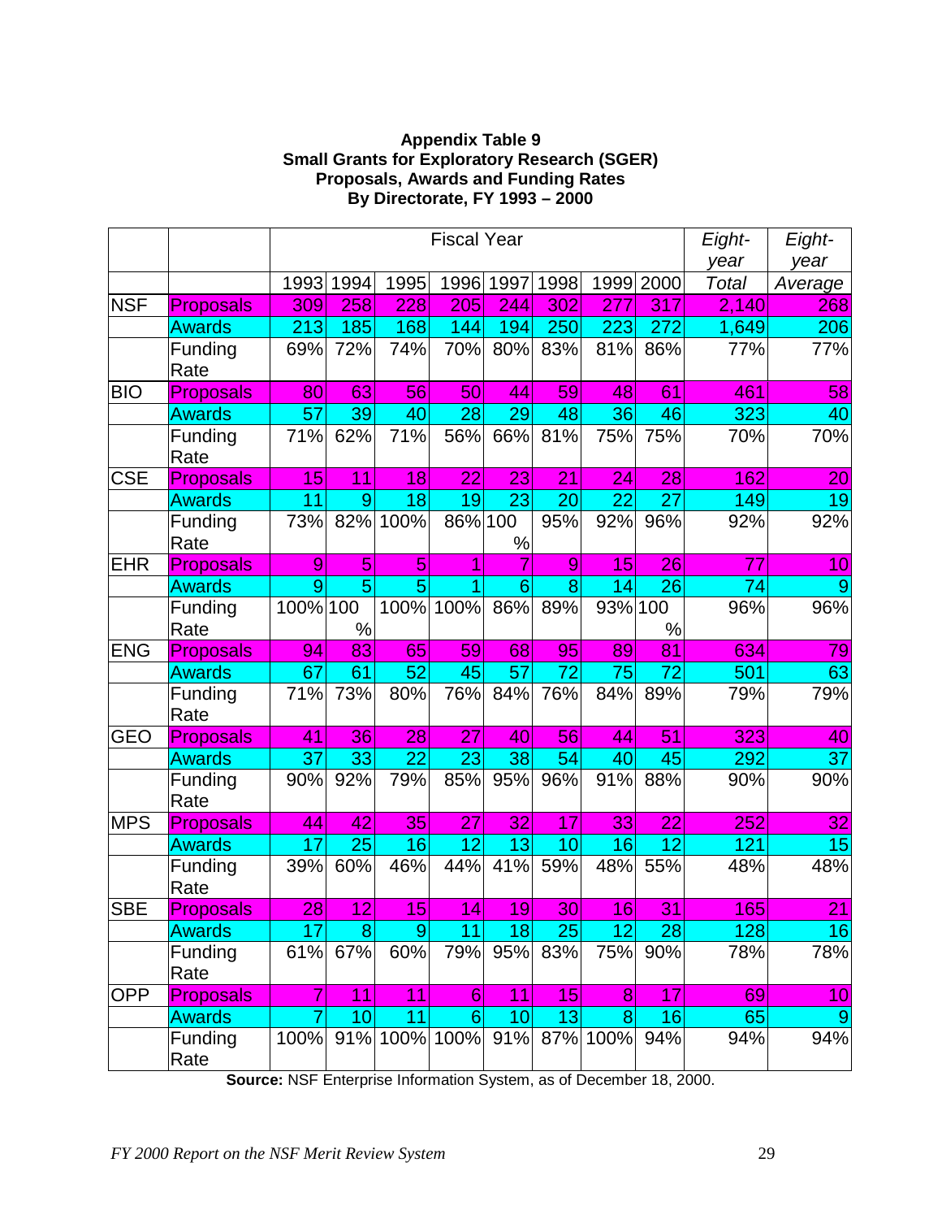**Appendix Table 9**
**Small Grants for Exploratory Research (SGER)**
**Proposals, Awards and Funding Rates**
**By Directorate, FY 1993 – 2000**

| | | Fiscal Year | | | | | | | | *Eight-year* | *Eight-year* |
|---|---|---|---|---|---|---|---|---|---|---|---|
| | | 1993 | 1994 | 1995 | 1996 | 1997 | 1998 | 1999 | 2000 | *Total* | *Average* |
| NSF | Proposals | 309 | 258 | 228 | 205 | 244 | 302 | 277 | 317 | 2,140 | 268 |
| | Awards | 213 | 185 | 168 | 144 | 194 | 250 | 223 | 272 | 1,649 | 206 |
| | Funding Rate | 69% | 72% | 74% | 70% | 80% | 83% | 81% | 86% | 77% | 77% |
| BIO | Proposals | 80 | 63 | 56 | 50 | 44 | 59 | 48 | 61 | 461 | 58 |
| | Awards | 57 | 39 | 40 | 28 | 29 | 48 | 36 | 46 | 323 | 40 |
| | Funding Rate | 71% | 62% | 71% | 56% | 66% | 81% | 75% | 75% | 70% | 70% |
| CSE | Proposals | 15 | 11 | 18 | 22 | 23 | 21 | 24 | 28 | 162 | 20 |
| | Awards | 11 | 9 | 18 | 19 | 23 | 20 | 22 | 27 | 149 | 19 |
| | Funding Rate | 73% | 82% | 100% | 86% | 100% | 95% | 92% | 96% | 92% | 92% |
| EHR | Proposals | 9 | 5 | 5 | 1 | 7 | 9 | 15 | 26 | 77 | 10 |
| | Awards | 9 | 5 | 5 | 1 | 6 | 8 | 14 | 26 | 74 | 9 |
| | Funding Rate | 100% | 100% | 100% | 100% | 86% | 89% | 93% | 100% | 96% | 96% |
| ENG | Proposals | 94 | 83 | 65 | 59 | 68 | 95 | 89 | 81 | 634 | 79 |
| | Awards | 67 | 61 | 52 | 45 | 57 | 72 | 75 | 72 | 501 | 63 |
| | Funding Rate | 71% | 73% | 80% | 76% | 84% | 76% | 84% | 89% | 79% | 79% |
| GEO | Proposals | 41 | 36 | 28 | 27 | 40 | 56 | 44 | 51 | 323 | 40 |
| | Awards | 37 | 33 | 22 | 23 | 38 | 54 | 40 | 45 | 292 | 37 |
| | Funding Rate | 90% | 92% | 79% | 85% | 95% | 96% | 91% | 88% | 90% | 90% |
| MPS | Proposals | 44 | 42 | 35 | 27 | 32 | 17 | 33 | 22 | 252 | 32 |
| | Awards | 17 | 25 | 16 | 12 | 13 | 10 | 16 | 12 | 121 | 15 |
| | Funding Rate | 39% | 60% | 46% | 44% | 41% | 59% | 48% | 55% | 48% | 48% |
| SBE | Proposals | 28 | 12 | 15 | 14 | 19 | 30 | 16 | 31 | 165 | 21 |
| | Awards | 17 | 8 | 9 | 11 | 18 | 25 | 12 | 28 | 128 | 16 |
| | Funding Rate | 61% | 67% | 60% | 79% | 95% | 83% | 75% | 90% | 78% | 78% |
| OPP | Proposals | 7 | 11 | 11 | 6 | 11 | 15 | 8 | 17 | 69 | 10 |
| | Awards | 7 | 10 | 11 | 6 | 10 | 13 | 8 | 16 | 65 | 9 |
| | Funding Rate | 100% | 91% | 100% | 100% | 91% | 87% | 100% | 94% | 94% | 94% |

**Source:** NSF Enterprise Information System, as of December 18, 2000.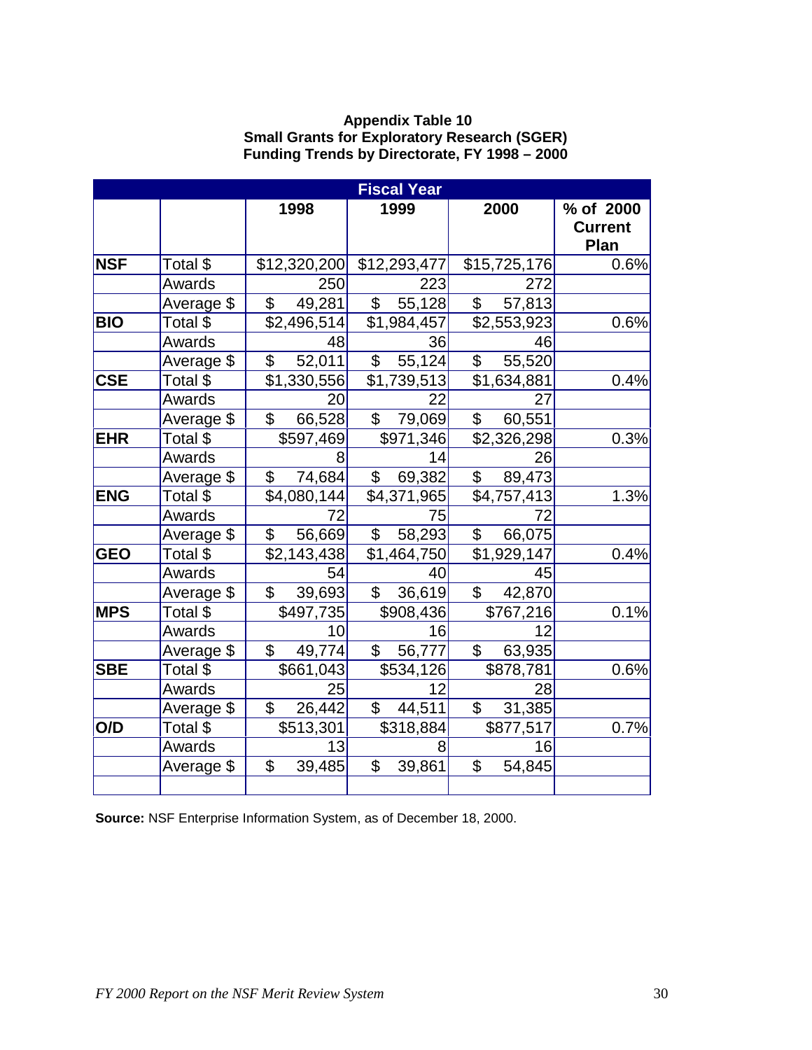**Appendix Table 10**
**Small Grants for Exploratory Research (SGER)**
**Funding Trends by Directorate, FY 1998 – 2000**

| | | Fiscal Year | | | |
|---|---|---|---|---|---|
| | | **1998** | **1999** | **2000** | **% of 2000 Current Plan** |
| **NSF** | Total $ | $12,320,200 | $12,293,477 | $15,725,176 | 0.6% |
| | Awards | 250 | 223 | 272 | |
| | Average $ | $ 49,281 | $ 55,128 | $ 57,813 | |
| **BIO** | Total $ | $2,496,514 | $1,984,457 | $2,553,923 | 0.6% |
| | Awards | 48 | 36 | 46 | |
| | Average $ | $ 52,011 | $ 55,124 | $ 55,520 | |
| **CSE** | Total $ | $1,330,556 | $1,739,513 | $1,634,881 | 0.4% |
| | Awards | 20 | 22 | 27 | |
| | Average $ | $ 66,528 | $ 79,069 | $ 60,551 | |
| **EHR** | Total $ | $597,469 | $971,346 | $2,326,298 | 0.3% |
| | Awards | 8 | 14 | 26 | |
| | Average $ | $ 74,684 | $ 69,382 | $ 89,473 | |
| **ENG** | Total $ | $4,080,144 | $4,371,965 | $4,757,413 | 1.3% |
| | Awards | 72 | 75 | 72 | |
| | Average $ | $ 56,669 | $ 58,293 | $ 66,075 | |
| **GEO** | Total $ | $2,143,438 | $1,464,750 | $1,929,147 | 0.4% |
| | Awards | 54 | 40 | 45 | |
| | Average $ | $ 39,693 | $ 36,619 | $ 42,870 | |
| **MPS** | Total $ | $497,735 | $908,436 | $767,216 | 0.1% |
| | Awards | 10 | 16 | 12 | |
| | Average $ | $ 49,774 | $ 56,777 | $ 63,935 | |
| **SBE** | Total $ | $661,043 | $534,126 | $878,781 | 0.6% |
| | Awards | 25 | 12 | 28 | |
| | Average $ | $ 26,442 | $ 44,511 | $ 31,385 | |
| **O/D** | Total $ | $513,301 | $318,884 | $877,517 | 0.7% |
| | Awards | 13 | 8 | 16 | |
| | Average $ | $ 39,485 | $ 39,861 | $ 54,845 | |

**Source:** NSF Enterprise Information System, as of December 18, 2000.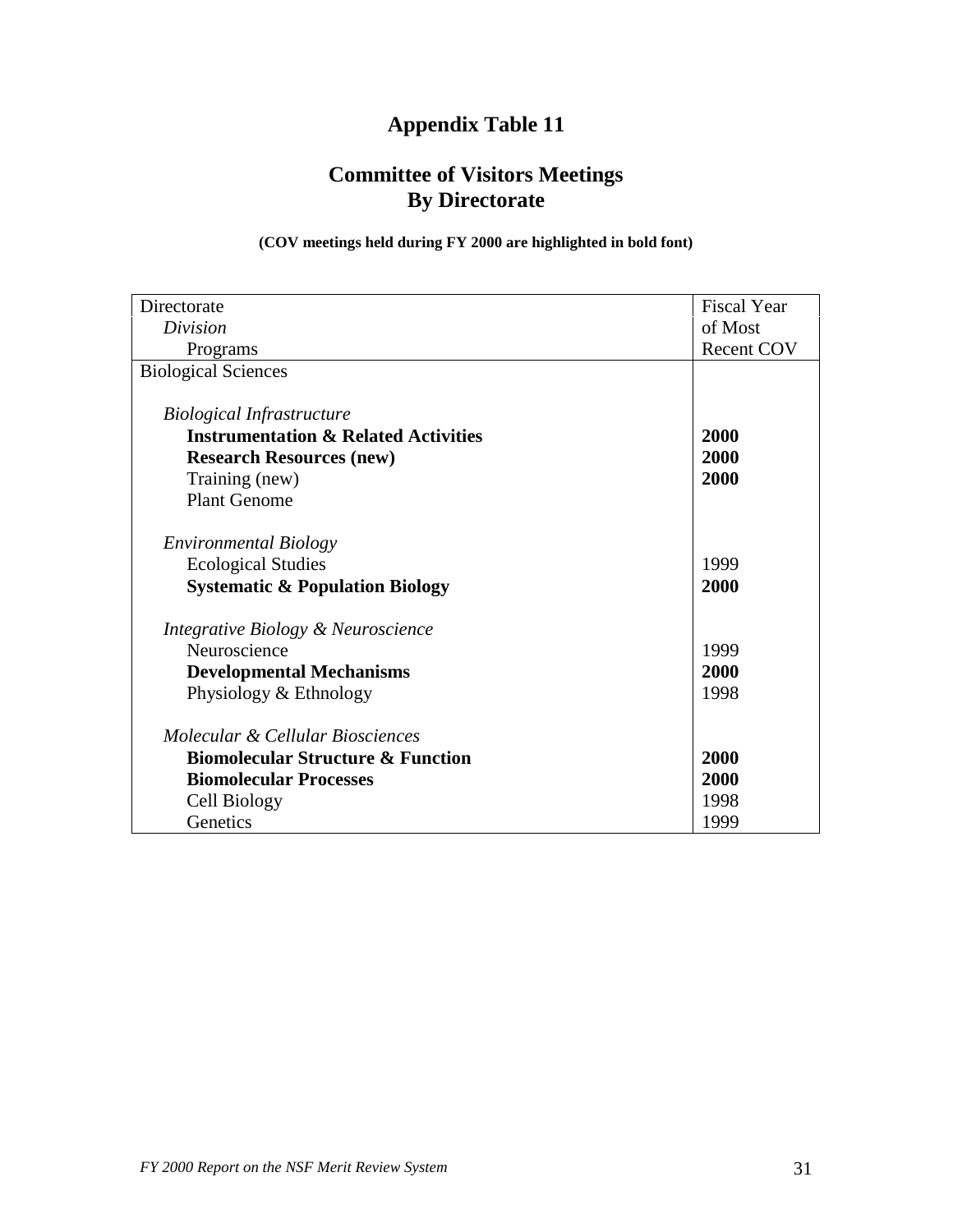# Appendix Table 11

## Committee of Visitors Meetings
## By Directorate

**(COV meetings held during FY 2000 are highlighted in bold font)**

| Directorate<br>*Division*<br>Programs | Fiscal Year of Most Recent COV |
|---|---|
| Biological Sciences | |
| | |
| *Biological Infrastructure* | |
| **Instrumentation & Related Activities** | **2000** |
| **Research Resources (new)** | **2000** |
| Training (new) | **2000** |
| Plant Genome | |
| | |
| *Environmental Biology* | |
| Ecological Studies | 1999 |
| **Systematic & Population Biology** | **2000** |
| | |
| *Integrative Biology & Neuroscience* | |
| Neuroscience | 1999 |
| **Developmental Mechanisms** | **2000** |
| Physiology & Ethnology | 1998 |
| | |
| *Molecular & Cellular Biosciences* | |
| **Biomolecular Structure & Function** | **2000** |
| **Biomolecular Processes** | **2000** |
| Cell Biology | 1998 |
| Genetics | 1999 |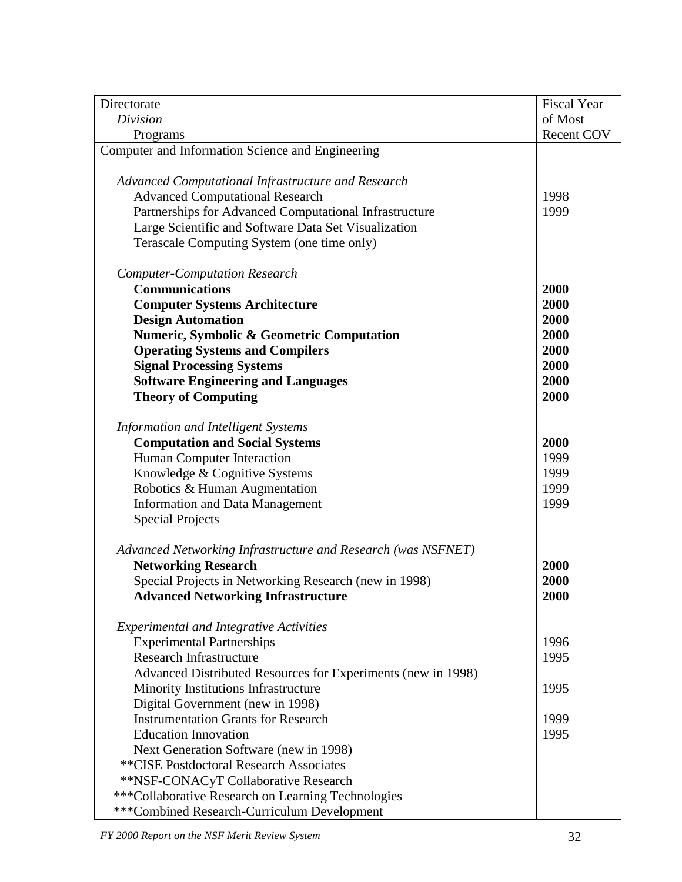| Directorate<br>*Division*<br>Programs | Fiscal Year of Most Recent COV |
|---|---|
| Computer and Information Science and Engineering | |
| | |
| *Advanced Computational Infrastructure and Research* | |
| Advanced Computational Research | 1998 |
| Partnerships for Advanced Computational Infrastructure | 1999 |
| Large Scientific and Software Data Set Visualization | |
| Terascale Computing System (one time only) | |
| | |
| *Computer-Computation Research* | |
| **Communications** | **2000** |
| **Computer Systems Architecture** | **2000** |
| **Design Automation** | **2000** |
| **Numeric, Symbolic & Geometric Computation** | **2000** |
| **Operating Systems and Compilers** | **2000** |
| **Signal Processing Systems** | **2000** |
| **Software Engineering and Languages** | **2000** |
| **Theory of Computing** | **2000** |
| | |
| *Information and Intelligent Systems* | |
| **Computation and Social Systems** | **2000** |
| Human Computer Interaction | 1999 |
| Knowledge & Cognitive Systems | 1999 |
| Robotics & Human Augmentation | 1999 |
| Information and Data Management | 1999 |
| Special Projects | |
| | |
| *Advanced Networking Infrastructure and Research (was NSFNET)* | |
| **Networking Research** | **2000** |
| Special Projects in Networking Research (new in 1998) | **2000** |
| **Advanced Networking Infrastructure** | **2000** |
| | |
| *Experimental and Integrative Activities* | |
| Experimental Partnerships | 1996 |
| Research Infrastructure | 1995 |
| Advanced Distributed Resources for Experiments (new in 1998) | |
| Minority Institutions Infrastructure | 1995 |
| Digital Government (new in 1998) | |
| Instrumentation Grants for Research | 1999 |
| Education Innovation | 1995 |
| Next Generation Software (new in 1998) | |
| **CISE Postdoctoral Research Associates | |
| **NSF-CONACyT Collaborative Research | |
| ***Collaborative Research on Learning Technologies | |
| ***Combined Research-Curriculum Development | |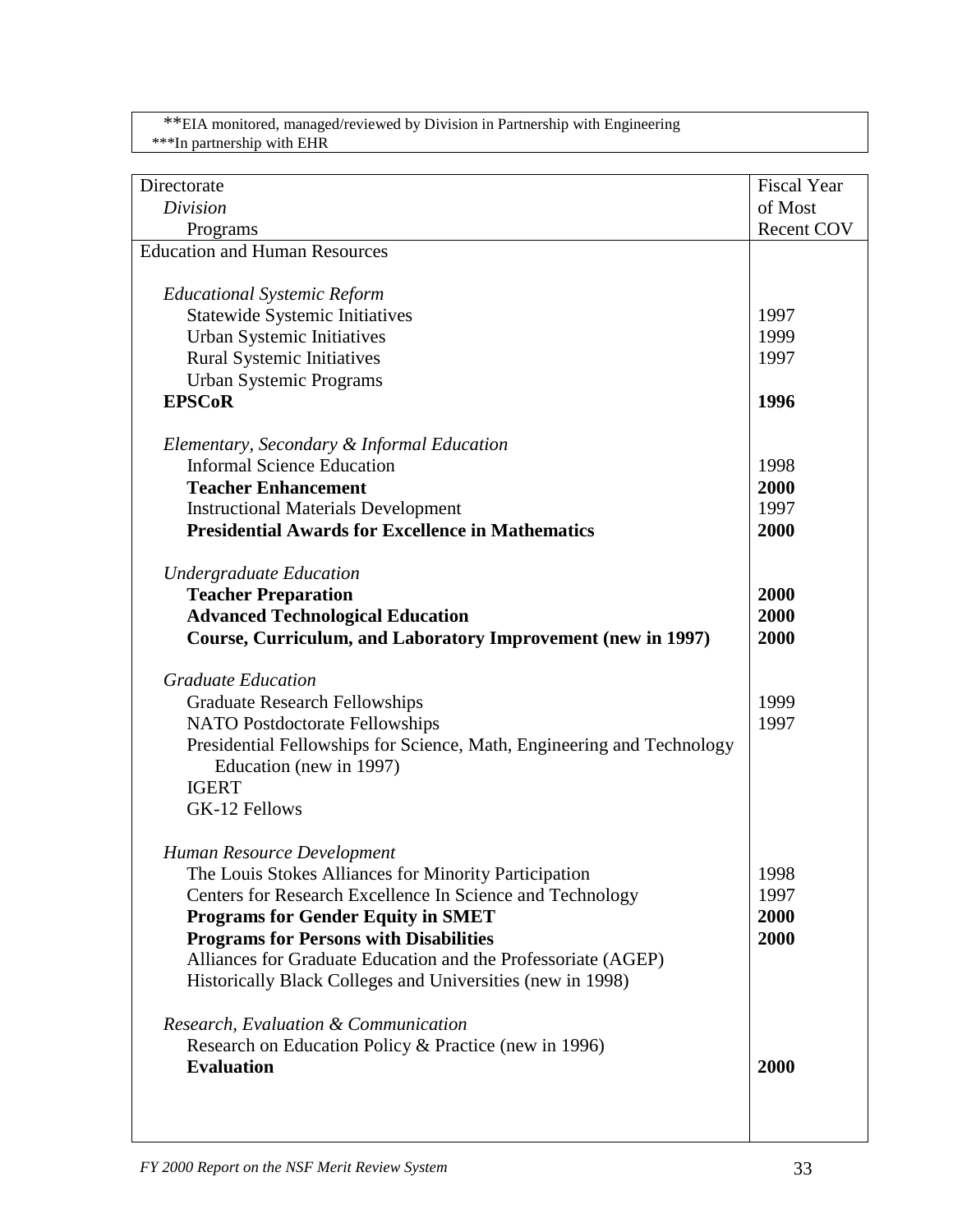**EIA monitored, managed/reviewed by Division in Partnership with Engineering
***In partnership with EHR

| Directorate<br>*Division*<br>Programs | Fiscal Year of Most Recent COV |
|---|---|
| Education and Human Resources | |
| *Educational Systemic Reform* | |
| Statewide Systemic Initiatives | 1997 |
| Urban Systemic Initiatives | 1999 |
| Rural Systemic Initiatives | 1997 |
| Urban Systemic Programs | |
| **EPSCoR** | **1996** |
| *Elementary, Secondary & Informal Education* | |
| Informal Science Education | 1998 |
| **Teacher Enhancement** | **2000** |
| Instructional Materials Development | 1997 |
| **Presidential Awards for Excellence in Mathematics** | **2000** |
| *Undergraduate Education* | |
| **Teacher Preparation** | **2000** |
| **Advanced Technological Education** | **2000** |
| **Course, Curriculum, and Laboratory Improvement (new in 1997)** | **2000** |
| *Graduate Education* | |
| Graduate Research Fellowships | 1999 |
| NATO Postdoctorate Fellowships | 1997 |
| Presidential Fellowships for Science, Math, Engineering and Technology Education (new in 1997) | |
| IGERT | |
| GK-12 Fellows | |
| *Human Resource Development* | |
| The Louis Stokes Alliances for Minority Participation | 1998 |
| Centers for Research Excellence In Science and Technology | 1997 |
| **Programs for Gender Equity in SMET** | **2000** |
| **Programs for Persons with Disabilities** | **2000** |
| Alliances for Graduate Education and the Professoriate (AGEP) | |
| Historically Black Colleges and Universities (new in 1998) | |
| *Research, Evaluation & Communication* | |
| Research on Education Policy & Practice (new in 1996) | |
| **Evaluation** | **2000** |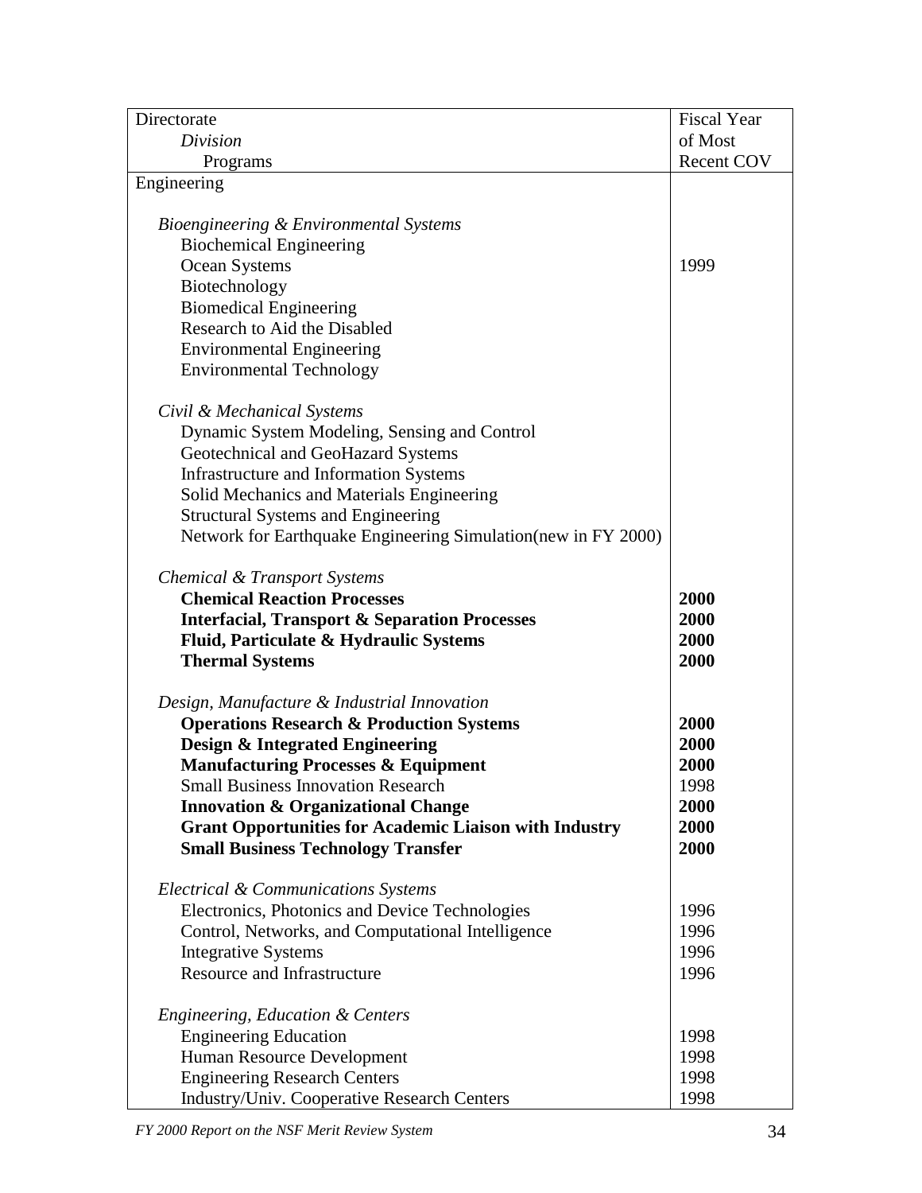| Directorate<br>*Division*<br>Programs | Fiscal Year of Most Recent COV |
|---|---|
| Engineering | |
| | |
| *Bioengineering & Environmental Systems* | |
| Biochemical Engineering | |
| Ocean Systems | 1999 |
| Biotechnology | |
| Biomedical Engineering | |
| Research to Aid the Disabled | |
| Environmental Engineering | |
| Environmental Technology | |
| | |
| *Civil & Mechanical Systems* | |
| Dynamic System Modeling, Sensing and Control | |
| Geotechnical and GeoHazard Systems | |
| Infrastructure and Information Systems | |
| Solid Mechanics and Materials Engineering | |
| Structural Systems and Engineering | |
| Network for Earthquake Engineering Simulation(new in FY 2000) | |
| | |
| *Chemical & Transport Systems* | |
| **Chemical Reaction Processes** | **2000** |
| **Interfacial, Transport & Separation Processes** | **2000** |
| **Fluid, Particulate & Hydraulic Systems** | **2000** |
| **Thermal Systems** | **2000** |
| | |
| *Design, Manufacture & Industrial Innovation* | |
| **Operations Research & Production Systems** | **2000** |
| **Design & Integrated Engineering** | **2000** |
| **Manufacturing Processes & Equipment** | **2000** |
| Small Business Innovation Research | 1998 |
| **Innovation & Organizational Change** | **2000** |
| **Grant Opportunities for Academic Liaison with Industry** | **2000** |
| **Small Business Technology Transfer** | **2000** |
| | |
| *Electrical & Communications Systems* | |
| Electronics, Photonics and Device Technologies | 1996 |
| Control, Networks, and Computational Intelligence | 1996 |
| Integrative Systems | 1996 |
| Resource and Infrastructure | 1996 |
| | |
| *Engineering, Education & Centers* | |
| Engineering Education | 1998 |
| Human Resource Development | 1998 |
| Engineering Research Centers | 1998 |
| Industry/Univ. Cooperative Research Centers | 1998 |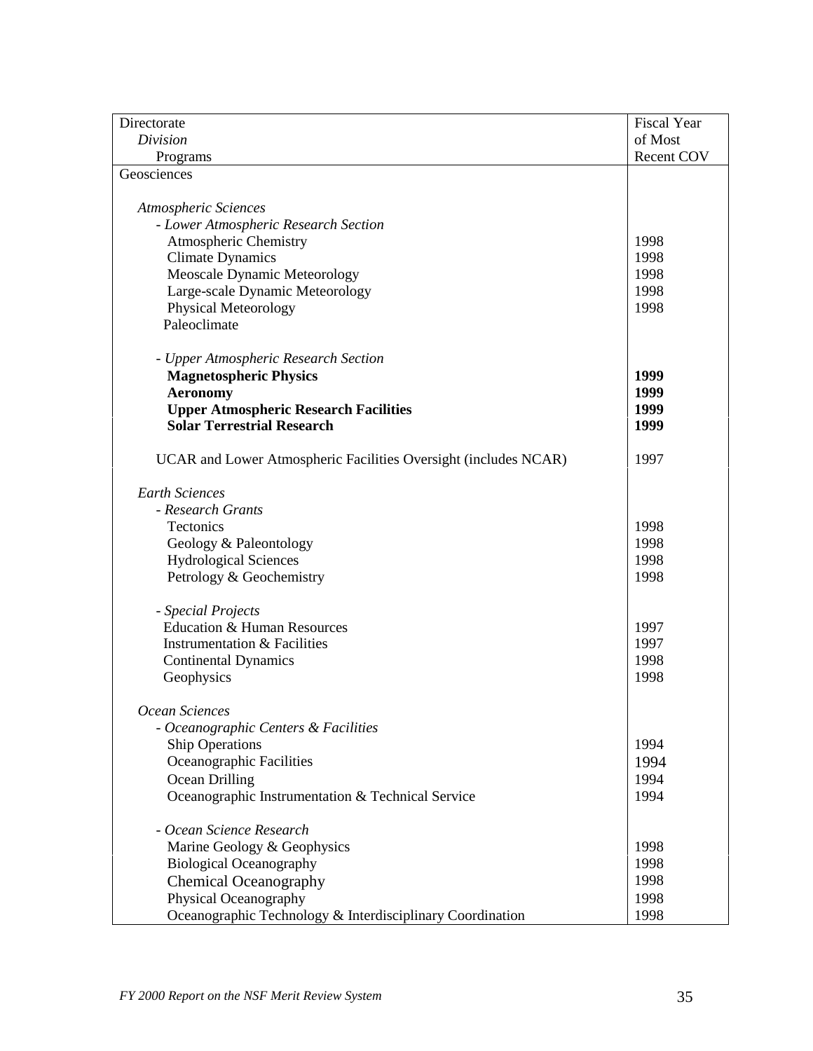| Directorate<br>*Division*<br>Programs | Fiscal Year of Most Recent COV |
|---|---|
| Geosciences | |
| | |
| *Atmospheric Sciences* | |
| *- Lower Atmospheric Research Section* | |
| Atmospheric Chemistry | 1998 |
| Climate Dynamics | 1998 |
| Meoscale Dynamic Meteorology | 1998 |
| Large-scale Dynamic Meteorology | 1998 |
| Physical Meteorology | 1998 |
| Paleoclimate | |
| | |
| *- Upper Atmospheric Research Section* | |
| **Magnetospheric Physics** | **1999** |
| **Aeronomy** | **1999** |
| **Upper Atmospheric Research Facilities** | **1999** |
| **Solar Terrestrial Research** | **1999** |
| | |
| UCAR and Lower Atmospheric Facilities Oversight (includes NCAR) | 1997 |
| | |
| *Earth Sciences* | |
| *- Research Grants* | |
| Tectonics | 1998 |
| Geology & Paleontology | 1998 |
| Hydrological Sciences | 1998 |
| Petrology & Geochemistry | 1998 |
| | |
| *- Special Projects* | |
| Education & Human Resources | 1997 |
| Instrumentation & Facilities | 1997 |
| Continental Dynamics | 1998 |
| Geophysics | 1998 |
| | |
| *Ocean Sciences* | |
| *- Oceanographic Centers & Facilities* | |
| Ship Operations | 1994 |
| Oceanographic Facilities | 1994 |
| Ocean Drilling | 1994 |
| Oceanographic Instrumentation & Technical Service | 1994 |
| | |
| *- Ocean Science Research* | |
| Marine Geology & Geophysics | 1998 |
| Biological Oceanography | 1998 |
| Chemical Oceanography | 1998 |
| Physical Oceanography | 1998 |
| Oceanographic Technology & Interdisciplinary Coordination | 1998 |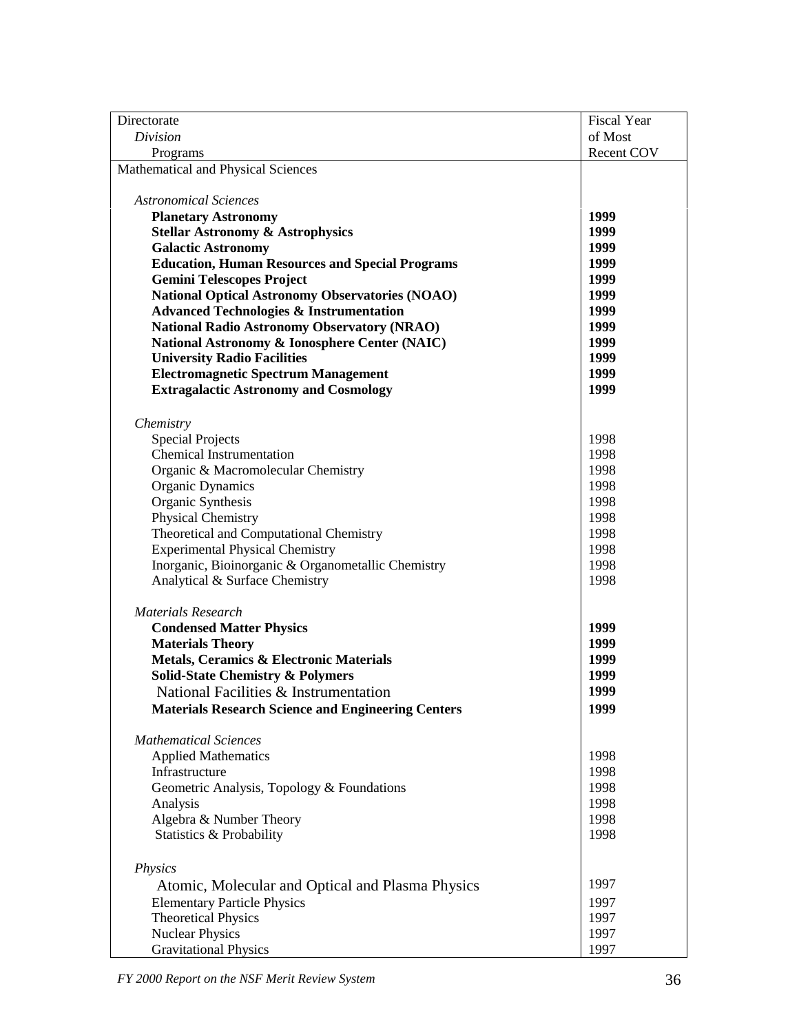| Directorate<br>*Division*<br>Programs | Fiscal Year<br>of Most<br>Recent COV |
|---|---|
| Mathematical and Physical Sciences | |
| *Astronomical Sciences* | |
| **Planetary Astronomy** | **1999** |
| **Stellar Astronomy & Astrophysics** | **1999** |
| **Galactic Astronomy** | **1999** |
| **Education, Human Resources and Special Programs** | **1999** |
| **Gemini Telescopes Project** | **1999** |
| **National Optical Astronomy Observatories (NOAO)** | **1999** |
| **Advanced Technologies & Instrumentation** | **1999** |
| **National Radio Astronomy Observatory (NRAO)** | **1999** |
| **National Astronomy & Ionosphere Center (NAIC)** | **1999** |
| **University Radio Facilities** | **1999** |
| **Electromagnetic Spectrum Management** | **1999** |
| **Extragalactic Astronomy and Cosmology** | **1999** |
| *Chemistry* | |
| Special Projects | 1998 |
| Chemical Instrumentation | 1998 |
| Organic & Macromolecular Chemistry | 1998 |
| Organic Dynamics | 1998 |
| Organic Synthesis | 1998 |
| Physical Chemistry | 1998 |
| Theoretical and Computational Chemistry | 1998 |
| Experimental Physical Chemistry | 1998 |
| Inorganic, Bioinorganic & Organometallic Chemistry | 1998 |
| Analytical & Surface Chemistry | 1998 |
| *Materials Research* | |
| **Condensed Matter Physics** | **1999** |
| **Materials Theory** | **1999** |
| **Metals, Ceramics & Electronic Materials** | **1999** |
| **Solid-State Chemistry & Polymers** | **1999** |
| National Facilities & Instrumentation | **1999** |
| **Materials Research Science and Engineering Centers** | **1999** |
| *Mathematical Sciences* | |
| Applied Mathematics | 1998 |
| Infrastructure | 1998 |
| Geometric Analysis, Topology & Foundations | 1998 |
| Analysis | 1998 |
| Algebra & Number Theory | 1998 |
| Statistics & Probability | 1998 |
| *Physics* | |
| Atomic, Molecular and Optical and Plasma Physics | 1997 |
| Elementary Particle Physics | 1997 |
| Theoretical Physics | 1997 |
| Nuclear Physics | 1997 |
| Gravitational Physics | 1997 |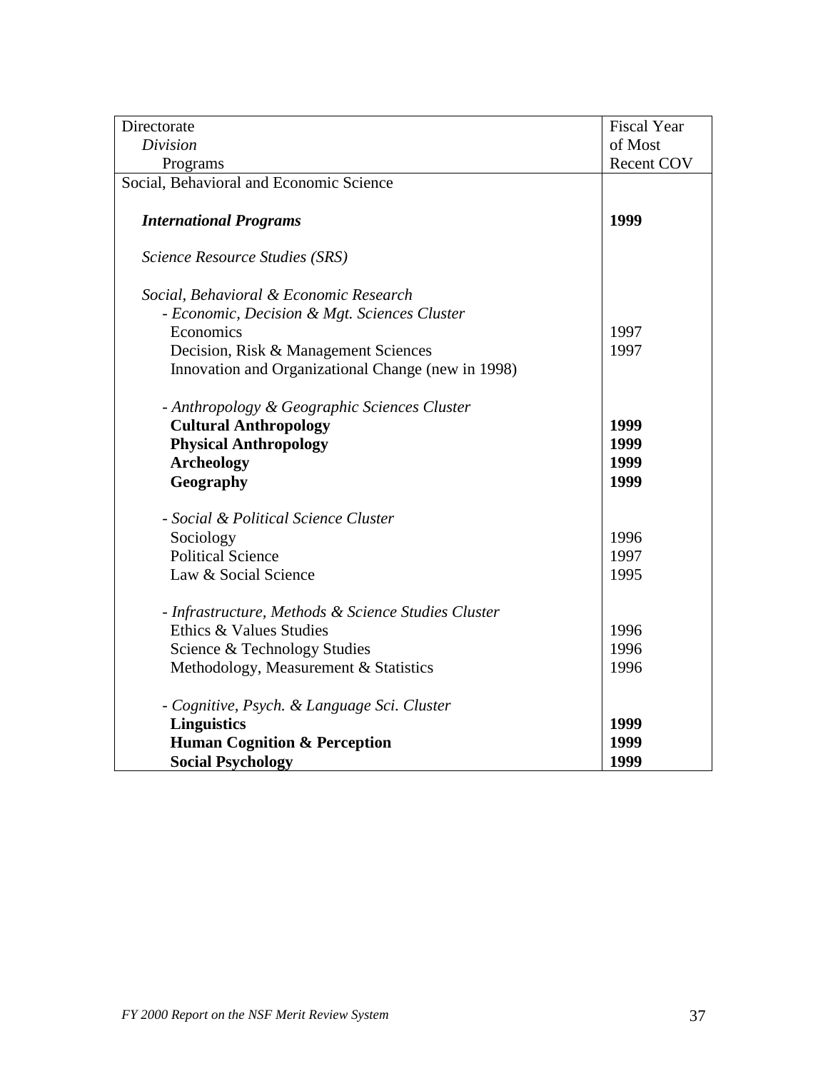| Directorate<br>*Division*<br>Programs | Fiscal Year of Most Recent COV |
|---|---|
| Social, Behavioral and Economic Science | |
| ***International Programs*** | **1999** |
| *Science Resource Studies (SRS)* | |
| *Social, Behavioral & Economic Research* | |
| - *Economic, Decision & Mgt. Sciences Cluster* | |
| Economics | 1997 |
| Decision, Risk & Management Sciences | 1997 |
| Innovation and Organizational Change (new in 1998) | |
| - *Anthropology & Geographic Sciences Cluster* | |
| **Cultural Anthropology** | **1999** |
| **Physical Anthropology** | **1999** |
| **Archeology** | **1999** |
| **Geography** | **1999** |
| - *Social & Political Science Cluster* | |
| Sociology | 1996 |
| Political Science | 1997 |
| Law & Social Science | 1995 |
| - *Infrastructure, Methods & Science Studies Cluster* | |
| Ethics & Values Studies | 1996 |
| Science & Technology Studies | 1996 |
| Methodology, Measurement & Statistics | 1996 |
| - *Cognitive, Psych. & Language Sci. Cluster* | |
| **Linguistics** | **1999** |
| **Human Cognition & Perception** | **1999** |
| **Social Psychology** | **1999** |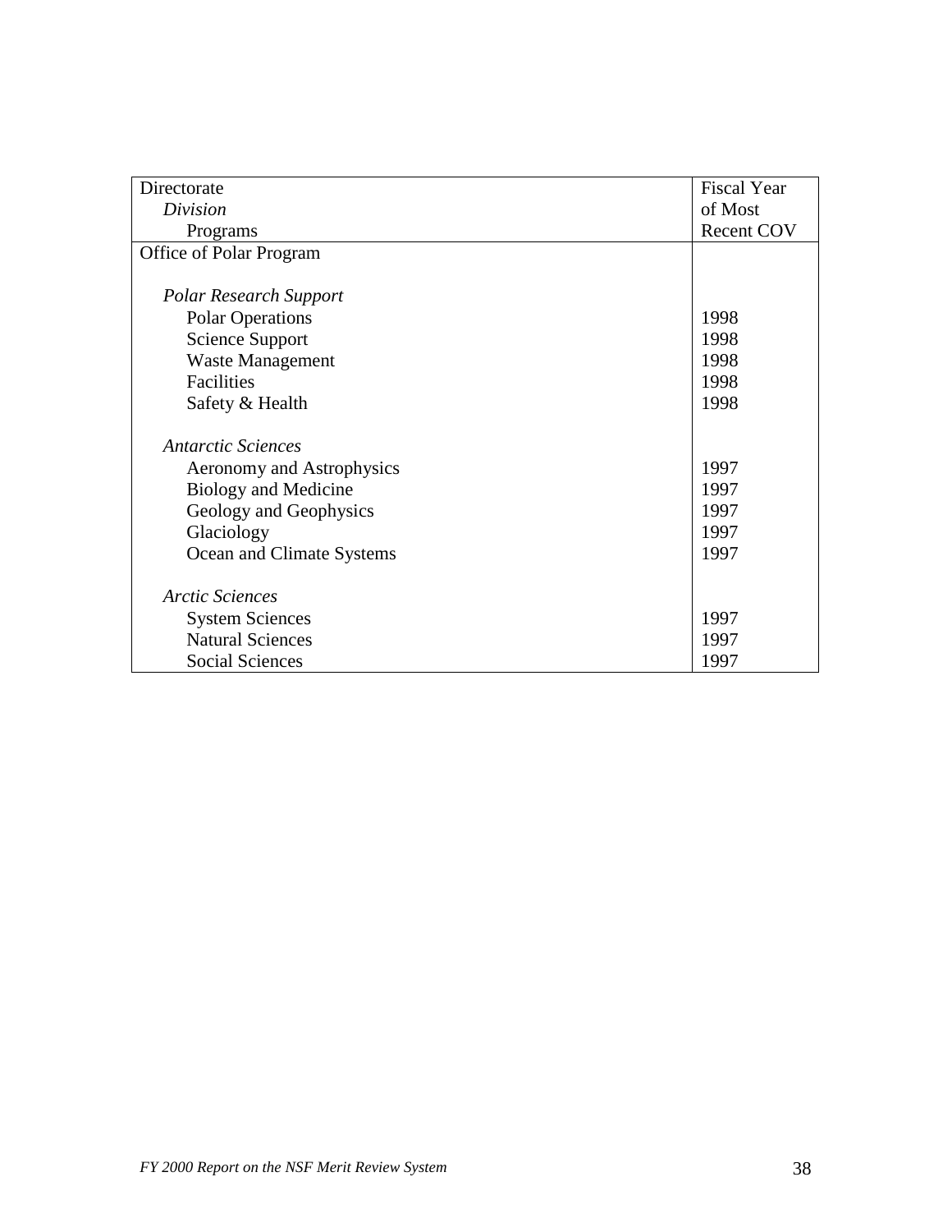| Directorate<br>*Division*<br>Programs | Fiscal Year of Most Recent COV |
|---|---|
| Office of Polar Program | |
| *Polar Research Support* | |
| Polar Operations | 1998 |
| Science Support | 1998 |
| Waste Management | 1998 |
| Facilities | 1998 |
| Safety & Health | 1998 |
| *Antarctic Sciences* | |
| Aeronomy and Astrophysics | 1997 |
| Biology and Medicine | 1997 |
| Geology and Geophysics | 1997 |
| Glaciology | 1997 |
| Ocean and Climate Systems | 1997 |
| *Arctic Sciences* | |
| System Sciences | 1997 |
| Natural Sciences | 1997 |
| Social Sciences | 1997 |